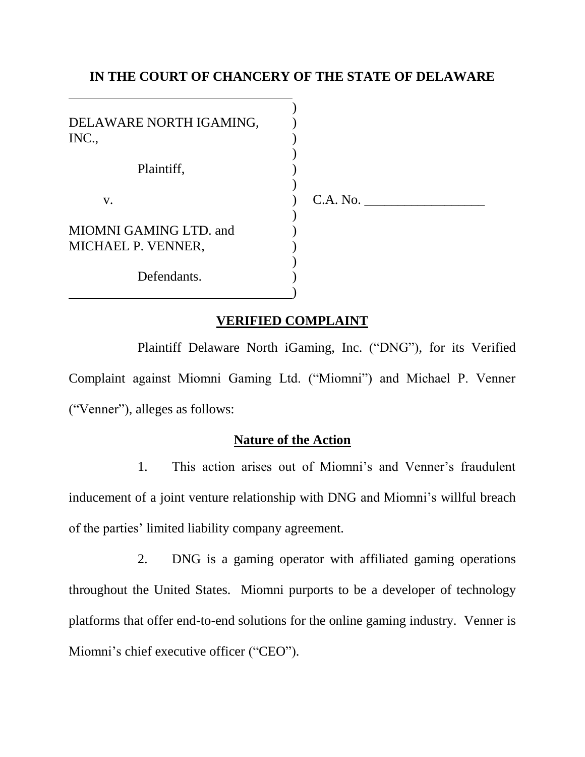# IN THE COURT OF CHANCERY OF THE STATE OF DELAWARE

DELAWARE NORTH IGAMING, INC.,

Plaintiff,

v.

MIOMNI GAMING LTD. and MICHAEL P. VENNER,

Defendants.

C.A. No. __________________

## VERIFIED COMPLAINT

Plaintiff Delaware North iGaming, Inc. ("DNG"), for its Verified Complaint against Miomni Gaming Ltd. ("Miomni") and Michael P. Venner ("Venner"), alleges as follows:

### Nature of the Action

1. This action arises out of Miomni's and Venner's fraudulent inducement of a joint venture relationship with DNG and Miomni's willful breach of the parties' limited liability company agreement.

2. DNG is a gaming operator with affiliated gaming operations throughout the United States. Miomni purports to be a developer of technology platforms that offer end-to-end solutions for the online gaming industry. Venner is Miomni's chief executive officer ("CEO").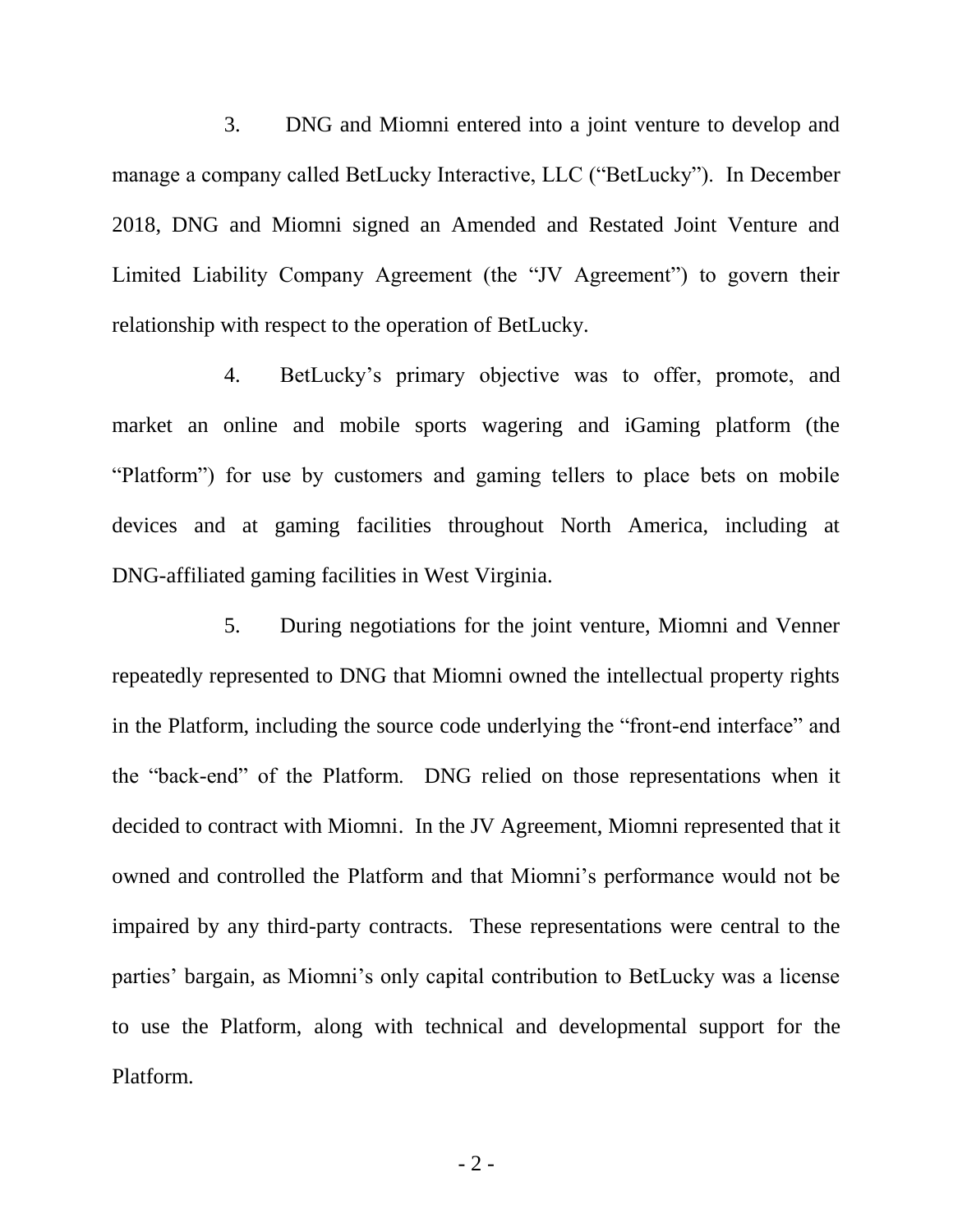3. DNG and Miomni entered into a joint venture to develop and manage a company called BetLucky Interactive, LLC ("BetLucky"). In December 2018, DNG and Miomni signed an Amended and Restated Joint Venture and Limited Liability Company Agreement (the "JV Agreement") to govern their relationship with respect to the operation of BetLucky.

4. BetLucky's primary objective was to offer, promote, and market an online and mobile sports wagering and iGaming platform (the "Platform") for use by customers and gaming tellers to place bets on mobile devices and at gaming facilities throughout North America, including at DNG-affiliated gaming facilities in West Virginia.

5. During negotiations for the joint venture, Miomni and Venner repeatedly represented to DNG that Miomni owned the intellectual property rights in the Platform, including the source code underlying the "front-end interface" and the "back-end" of the Platform. DNG relied on those representations when it decided to contract with Miomni. In the JV Agreement, Miomni represented that it owned and controlled the Platform and that Miomni's performance would not be impaired by any third-party contracts. These representations were central to the parties' bargain, as Miomni's only capital contribution to BetLucky was a license to use the Platform, along with technical and developmental support for the Platform.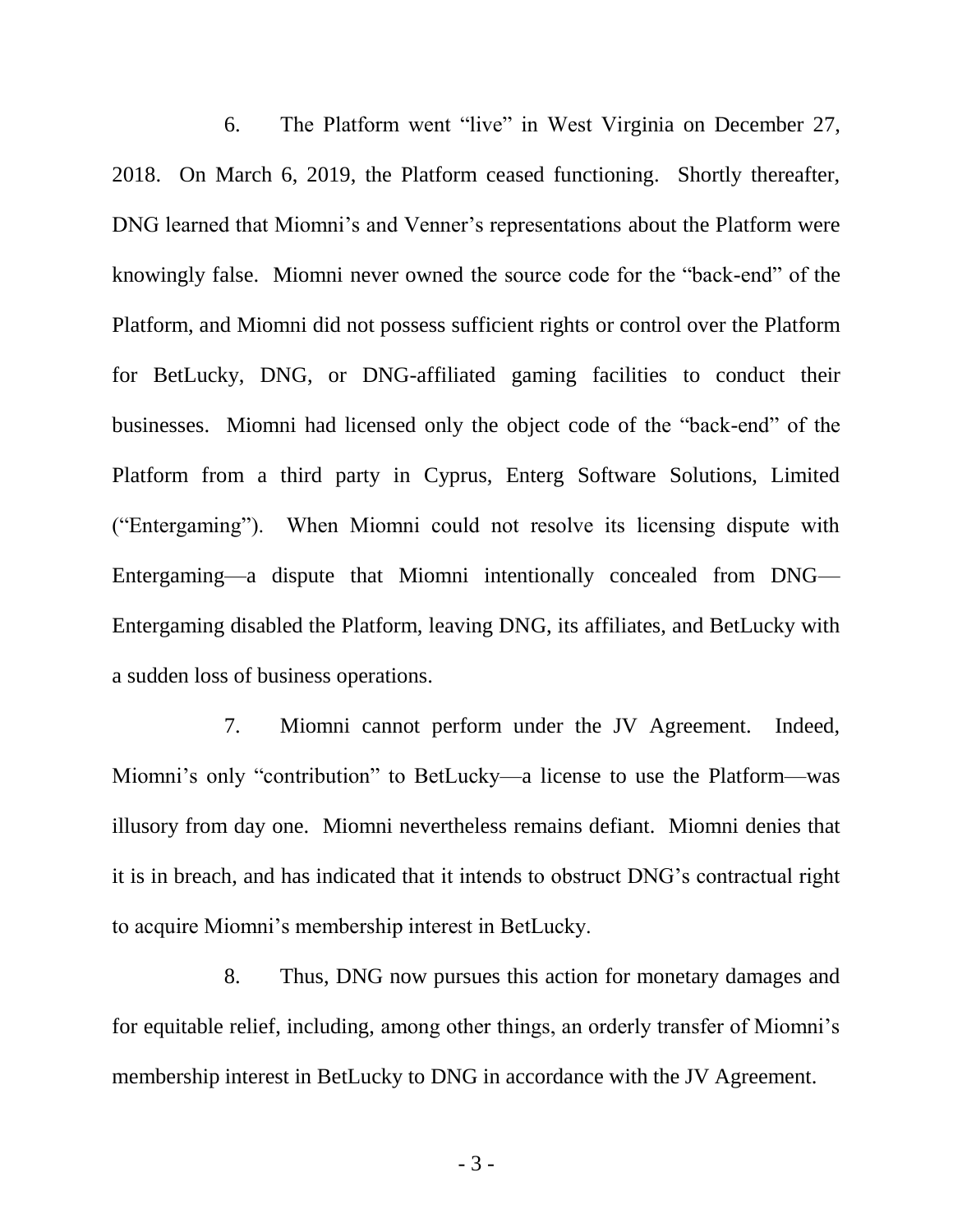6. The Platform went "live" in West Virginia on December 27, 2018. On March 6, 2019, the Platform ceased functioning. Shortly thereafter, DNG learned that Miomni's and Venner's representations about the Platform were knowingly false. Miomni never owned the source code for the "back-end" of the Platform, and Miomni did not possess sufficient rights or control over the Platform for BetLucky, DNG, or DNG-affiliated gaming facilities to conduct their businesses. Miomni had licensed only the object code of the "back-end" of the Platform from a third party in Cyprus, Enterg Software Solutions, Limited ("Entergaming"). When Miomni could not resolve its licensing dispute with Entergaming—a dispute that Miomni intentionally concealed from DNG—Entergaming disabled the Platform, leaving DNG, its affiliates, and BetLucky with a sudden loss of business operations.

7. Miomni cannot perform under the JV Agreement. Indeed, Miomni's only "contribution" to BetLucky—a license to use the Platform—was illusory from day one. Miomni nevertheless remains defiant. Miomni denies that it is in breach, and has indicated that it intends to obstruct DNG's contractual right to acquire Miomni's membership interest in BetLucky.

8. Thus, DNG now pursues this action for monetary damages and for equitable relief, including, among other things, an orderly transfer of Miomni's membership interest in BetLucky to DNG in accordance with the JV Agreement.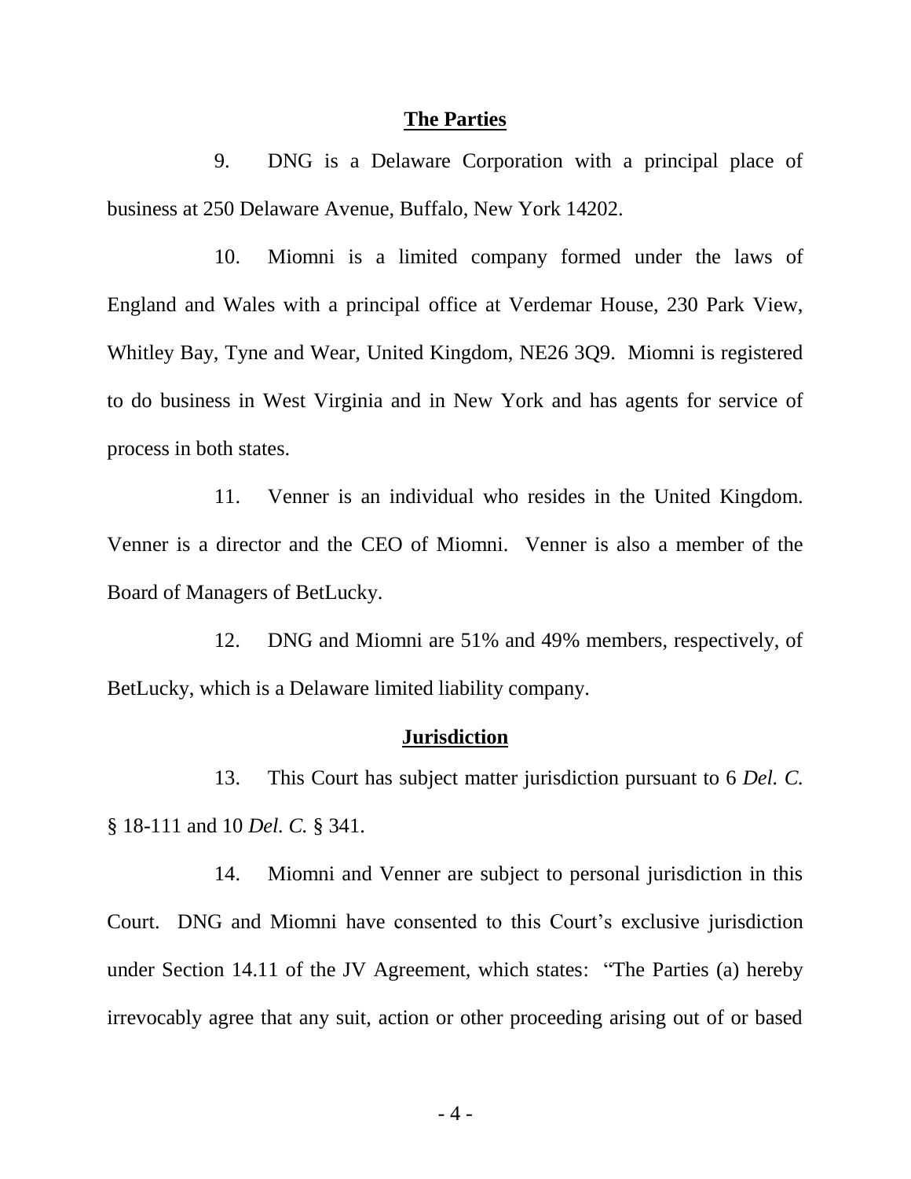## The Parties

9. DNG is a Delaware Corporation with a principal place of business at 250 Delaware Avenue, Buffalo, New York 14202.

10. Miomni is a limited company formed under the laws of England and Wales with a principal office at Verdemar House, 230 Park View, Whitley Bay, Tyne and Wear, United Kingdom, NE26 3Q9. Miomni is registered to do business in West Virginia and in New York and has agents for service of process in both states.

11. Venner is an individual who resides in the United Kingdom. Venner is a director and the CEO of Miomni. Venner is also a member of the Board of Managers of BetLucky.

12. DNG and Miomni are 51% and 49% members, respectively, of BetLucky, which is a Delaware limited liability company.

## Jurisdiction

13. This Court has subject matter jurisdiction pursuant to 6 *Del. C.* § 18-111 and 10 *Del. C.* § 341.

14. Miomni and Venner are subject to personal jurisdiction in this Court. DNG and Miomni have consented to this Court's exclusive jurisdiction under Section 14.11 of the JV Agreement, which states: "The Parties (a) hereby irrevocably agree that any suit, action or other proceeding arising out of or based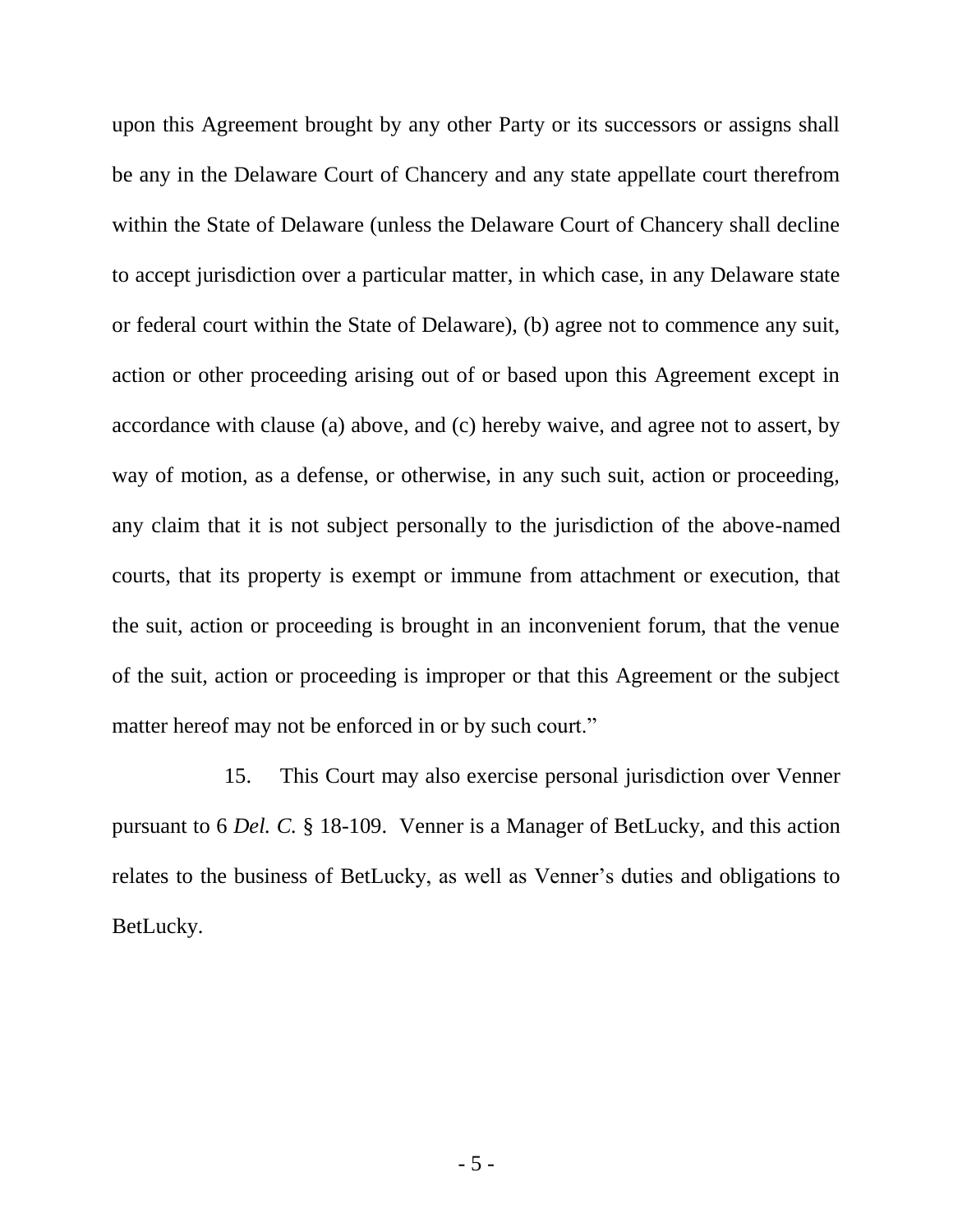upon this Agreement brought by any other Party or its successors or assigns shall be any in the Delaware Court of Chancery and any state appellate court therefrom within the State of Delaware (unless the Delaware Court of Chancery shall decline to accept jurisdiction over a particular matter, in which case, in any Delaware state or federal court within the State of Delaware), (b) agree not to commence any suit, action or other proceeding arising out of or based upon this Agreement except in accordance with clause (a) above, and (c) hereby waive, and agree not to assert, by way of motion, as a defense, or otherwise, in any such suit, action or proceeding, any claim that it is not subject personally to the jurisdiction of the above-named courts, that its property is exempt or immune from attachment or execution, that the suit, action or proceeding is brought in an inconvenient forum, that the venue of the suit, action or proceeding is improper or that this Agreement or the subject matter hereof may not be enforced in or by such court."

15. This Court may also exercise personal jurisdiction over Venner pursuant to 6 *Del. C.* § 18-109. Venner is a Manager of BetLucky, and this action relates to the business of BetLucky, as well as Venner's duties and obligations to BetLucky.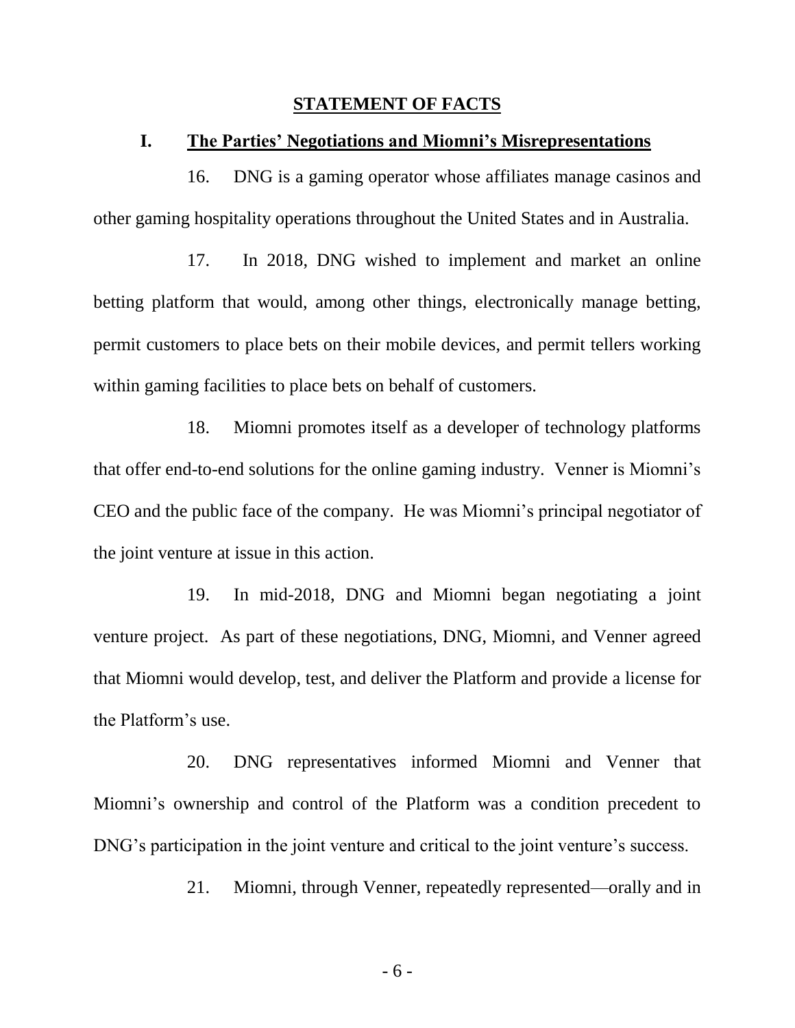## STATEMENT OF FACTS

### I. The Parties' Negotiations and Miomni's Misrepresentations

16. DNG is a gaming operator whose affiliates manage casinos and other gaming hospitality operations throughout the United States and in Australia.

17. In 2018, DNG wished to implement and market an online betting platform that would, among other things, electronically manage betting, permit customers to place bets on their mobile devices, and permit tellers working within gaming facilities to place bets on behalf of customers.

18. Miomni promotes itself as a developer of technology platforms that offer end-to-end solutions for the online gaming industry. Venner is Miomni's CEO and the public face of the company. He was Miomni's principal negotiator of the joint venture at issue in this action.

19. In mid-2018, DNG and Miomni began negotiating a joint venture project. As part of these negotiations, DNG, Miomni, and Venner agreed that Miomni would develop, test, and deliver the Platform and provide a license for the Platform's use.

20. DNG representatives informed Miomni and Venner that Miomni's ownership and control of the Platform was a condition precedent to DNG's participation in the joint venture and critical to the joint venture's success.

21. Miomni, through Venner, repeatedly represented—orally and in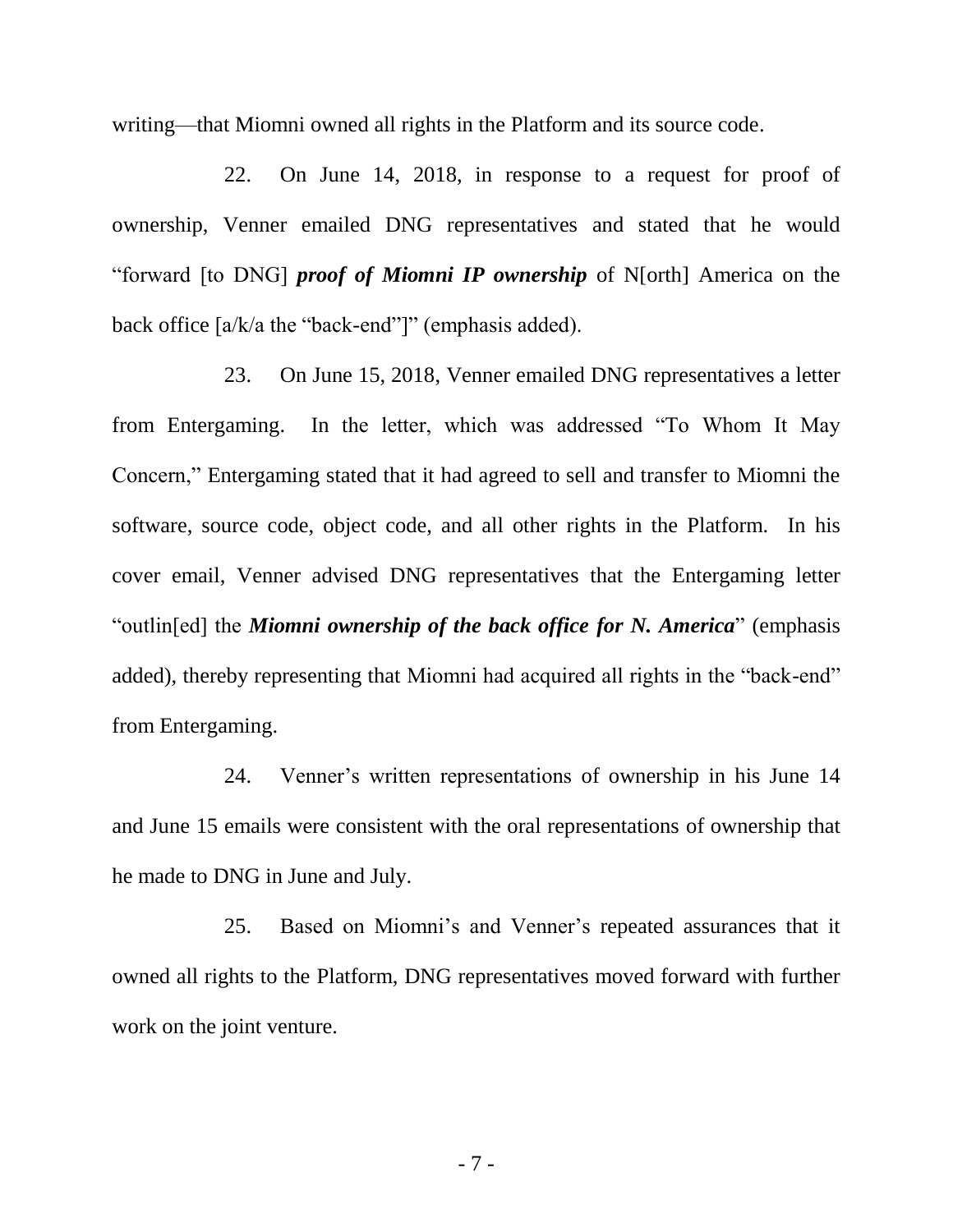writing—that Miomni owned all rights in the Platform and its source code.

22. On June 14, 2018, in response to a request for proof of ownership, Venner emailed DNG representatives and stated that he would "forward [to DNG] ***proof of Miomni IP ownership*** of N[orth] America on the back office [a/k/a the "back-end"]" (emphasis added).

23. On June 15, 2018, Venner emailed DNG representatives a letter from Entergaming. In the letter, which was addressed "To Whom It May Concern," Entergaming stated that it had agreed to sell and transfer to Miomni the software, source code, object code, and all other rights in the Platform. In his cover email, Venner advised DNG representatives that the Entergaming letter "outlin[ed] the ***Miomni ownership of the back office for N. America***" (emphasis added), thereby representing that Miomni had acquired all rights in the "back-end" from Entergaming.

24. Venner's written representations of ownership in his June 14 and June 15 emails were consistent with the oral representations of ownership that he made to DNG in June and July.

25. Based on Miomni's and Venner's repeated assurances that it owned all rights to the Platform, DNG representatives moved forward with further work on the joint venture.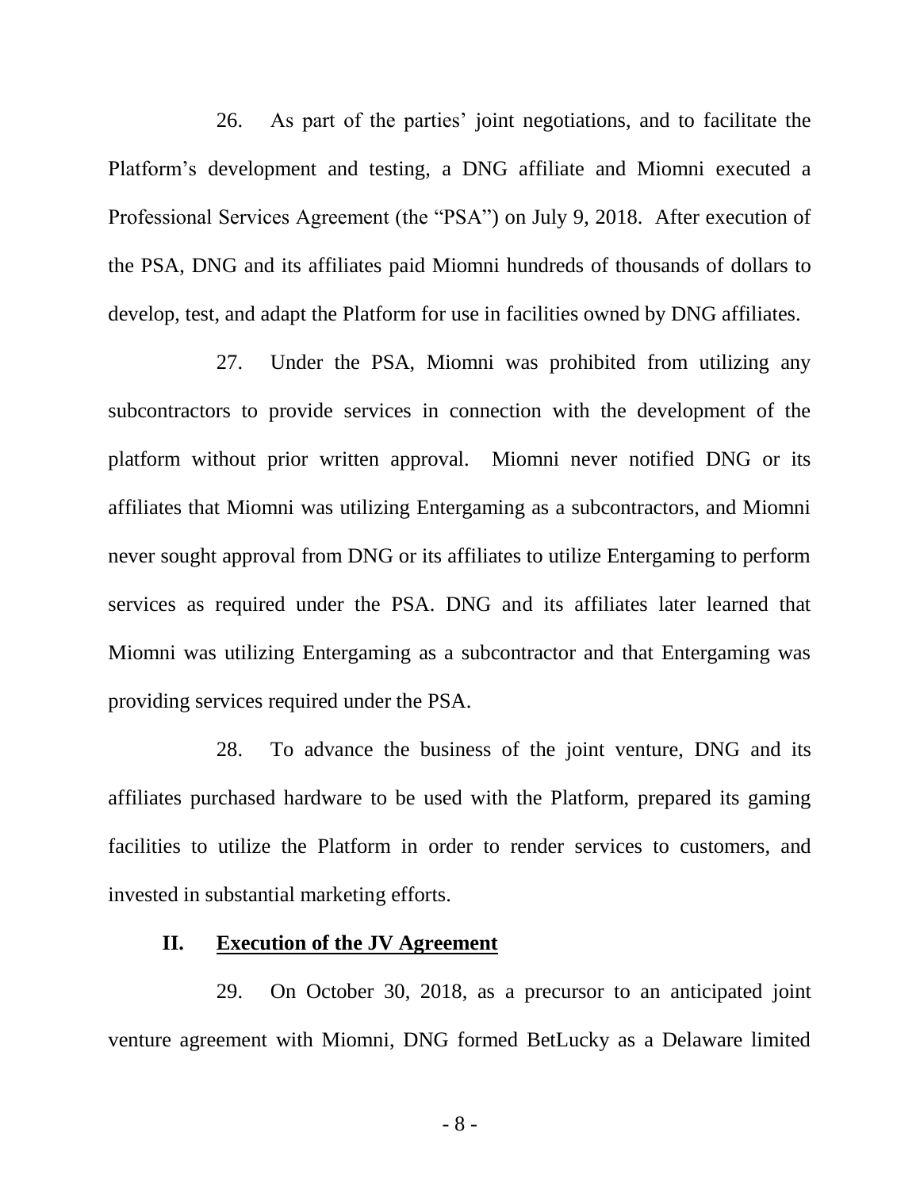26. As part of the parties' joint negotiations, and to facilitate the Platform's development and testing, a DNG affiliate and Miomni executed a Professional Services Agreement (the "PSA") on July 9, 2018. After execution of the PSA, DNG and its affiliates paid Miomni hundreds of thousands of dollars to develop, test, and adapt the Platform for use in facilities owned by DNG affiliates.

27. Under the PSA, Miomni was prohibited from utilizing any subcontractors to provide services in connection with the development of the platform without prior written approval. Miomni never notified DNG or its affiliates that Miomni was utilizing Entergaming as a subcontractors, and Miomni never sought approval from DNG or its affiliates to utilize Entergaming to perform services as required under the PSA. DNG and its affiliates later learned that Miomni was utilizing Entergaming as a subcontractor and that Entergaming was providing services required under the PSA.

28. To advance the business of the joint venture, DNG and its affiliates purchased hardware to be used with the Platform, prepared its gaming facilities to utilize the Platform in order to render services to customers, and invested in substantial marketing efforts.

## II. Execution of the JV Agreement

29. On October 30, 2018, as a precursor to an anticipated joint venture agreement with Miomni, DNG formed BetLucky as a Delaware limited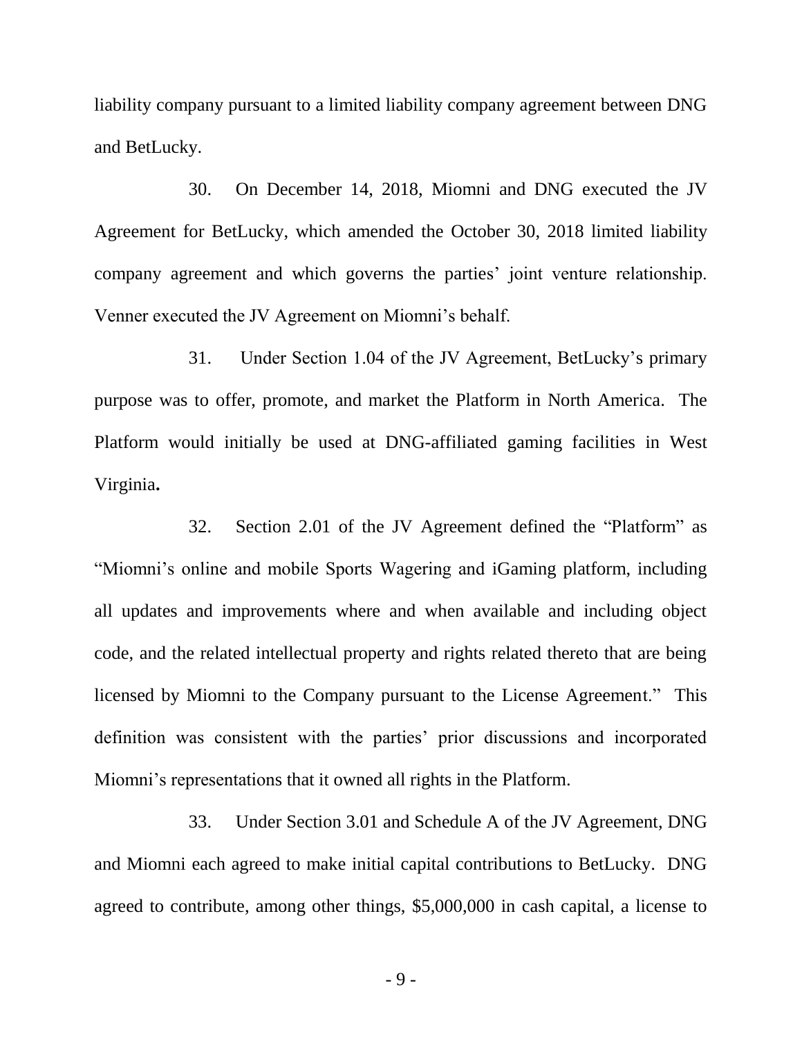liability company pursuant to a limited liability company agreement between DNG and BetLucky.

30. On December 14, 2018, Miomni and DNG executed the JV Agreement for BetLucky, which amended the October 30, 2018 limited liability company agreement and which governs the parties' joint venture relationship. Venner executed the JV Agreement on Miomni's behalf.

31. Under Section 1.04 of the JV Agreement, BetLucky's primary purpose was to offer, promote, and market the Platform in North America. The Platform would initially be used at DNG-affiliated gaming facilities in West Virginia**.**

32. Section 2.01 of the JV Agreement defined the "Platform" as "Miomni's online and mobile Sports Wagering and iGaming platform, including all updates and improvements where and when available and including object code, and the related intellectual property and rights related thereto that are being licensed by Miomni to the Company pursuant to the License Agreement." This definition was consistent with the parties' prior discussions and incorporated Miomni's representations that it owned all rights in the Platform.

33. Under Section 3.01 and Schedule A of the JV Agreement, DNG and Miomni each agreed to make initial capital contributions to BetLucky. DNG agreed to contribute, among other things, $5,000,000 in cash capital, a license to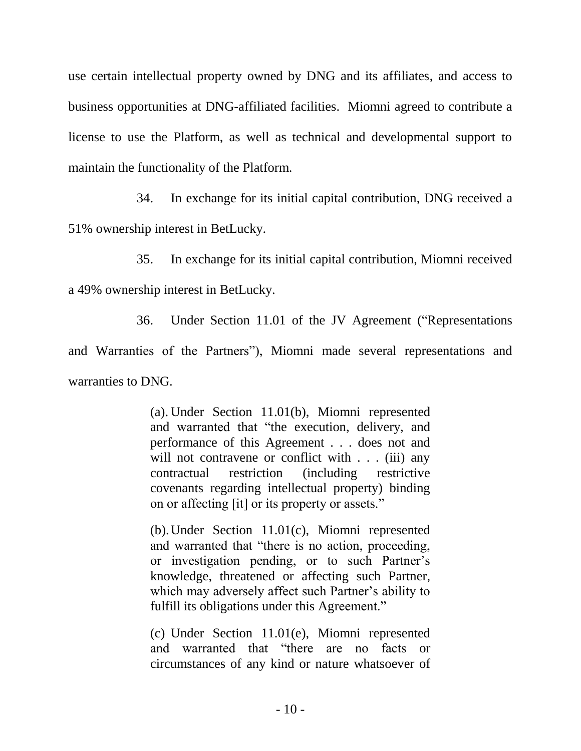use certain intellectual property owned by DNG and its affiliates, and access to business opportunities at DNG-affiliated facilities. Miomni agreed to contribute a license to use the Platform, as well as technical and developmental support to maintain the functionality of the Platform.

34. In exchange for its initial capital contribution, DNG received a 51% ownership interest in BetLucky.

35. In exchange for its initial capital contribution, Miomni received a 49% ownership interest in BetLucky.

36. Under Section 11.01 of the JV Agreement ("Representations and Warranties of the Partners"), Miomni made several representations and warranties to DNG.

> (a). Under Section 11.01(b), Miomni represented and warranted that "the execution, delivery, and performance of this Agreement . . . does not and will not contravene or conflict with . . . (iii) any contractual restriction (including restrictive covenants regarding intellectual property) binding on or affecting [it] or its property or assets."
>
> (b). Under Section 11.01(c), Miomni represented and warranted that "there is no action, proceeding, or investigation pending, or to such Partner's knowledge, threatened or affecting such Partner, which may adversely affect such Partner's ability to fulfill its obligations under this Agreement."
>
> (c) Under Section 11.01(e), Miomni represented and warranted that "there are no facts or circumstances of any kind or nature whatsoever of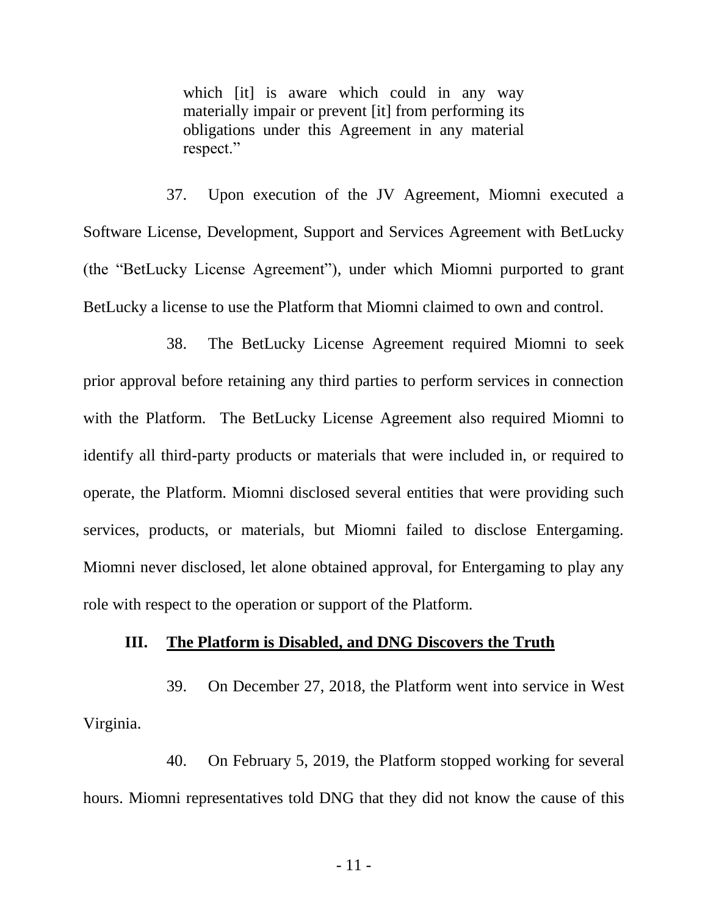> which [it] is aware which could in any way materially impair or prevent [it] from performing its obligations under this Agreement in any material respect."

37. Upon execution of the JV Agreement, Miomni executed a Software License, Development, Support and Services Agreement with BetLucky (the "BetLucky License Agreement"), under which Miomni purported to grant BetLucky a license to use the Platform that Miomni claimed to own and control.

38. The BetLucky License Agreement required Miomni to seek prior approval before retaining any third parties to perform services in connection with the Platform. The BetLucky License Agreement also required Miomni to identify all third-party products or materials that were included in, or required to operate, the Platform. Miomni disclosed several entities that were providing such services, products, or materials, but Miomni failed to disclose Entergaming. Miomni never disclosed, let alone obtained approval, for Entergaming to play any role with respect to the operation or support of the Platform.

## III. <u>The Platform is Disabled, and DNG Discovers the Truth</u>

39. On December 27, 2018, the Platform went into service in West Virginia.

40. On February 5, 2019, the Platform stopped working for several hours. Miomni representatives told DNG that they did not know the cause of this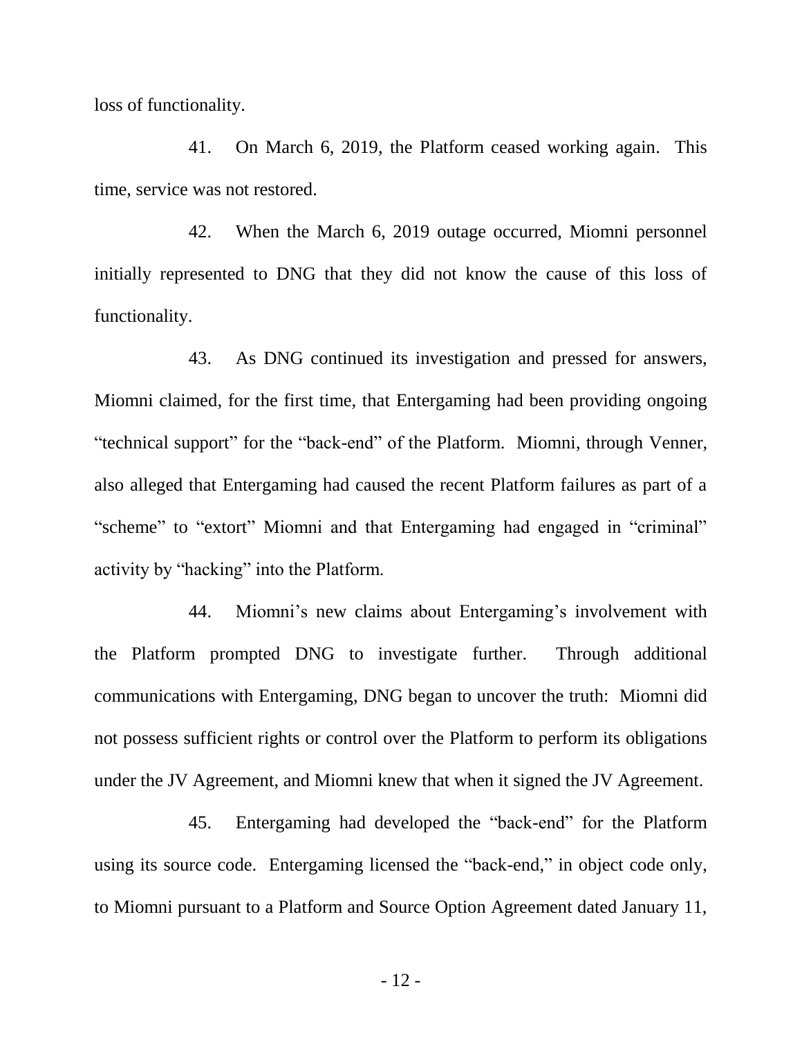loss of functionality.

41. On March 6, 2019, the Platform ceased working again. This time, service was not restored.

42. When the March 6, 2019 outage occurred, Miomni personnel initially represented to DNG that they did not know the cause of this loss of functionality.

43. As DNG continued its investigation and pressed for answers, Miomni claimed, for the first time, that Entergaming had been providing ongoing "technical support" for the "back-end" of the Platform. Miomni, through Venner, also alleged that Entergaming had caused the recent Platform failures as part of a "scheme" to "extort" Miomni and that Entergaming had engaged in "criminal" activity by "hacking" into the Platform.

44. Miomni's new claims about Entergaming's involvement with the Platform prompted DNG to investigate further. Through additional communications with Entergaming, DNG began to uncover the truth: Miomni did not possess sufficient rights or control over the Platform to perform its obligations under the JV Agreement, and Miomni knew that when it signed the JV Agreement.

45. Entergaming had developed the "back-end" for the Platform using its source code. Entergaming licensed the "back-end," in object code only, to Miomni pursuant to a Platform and Source Option Agreement dated January 11,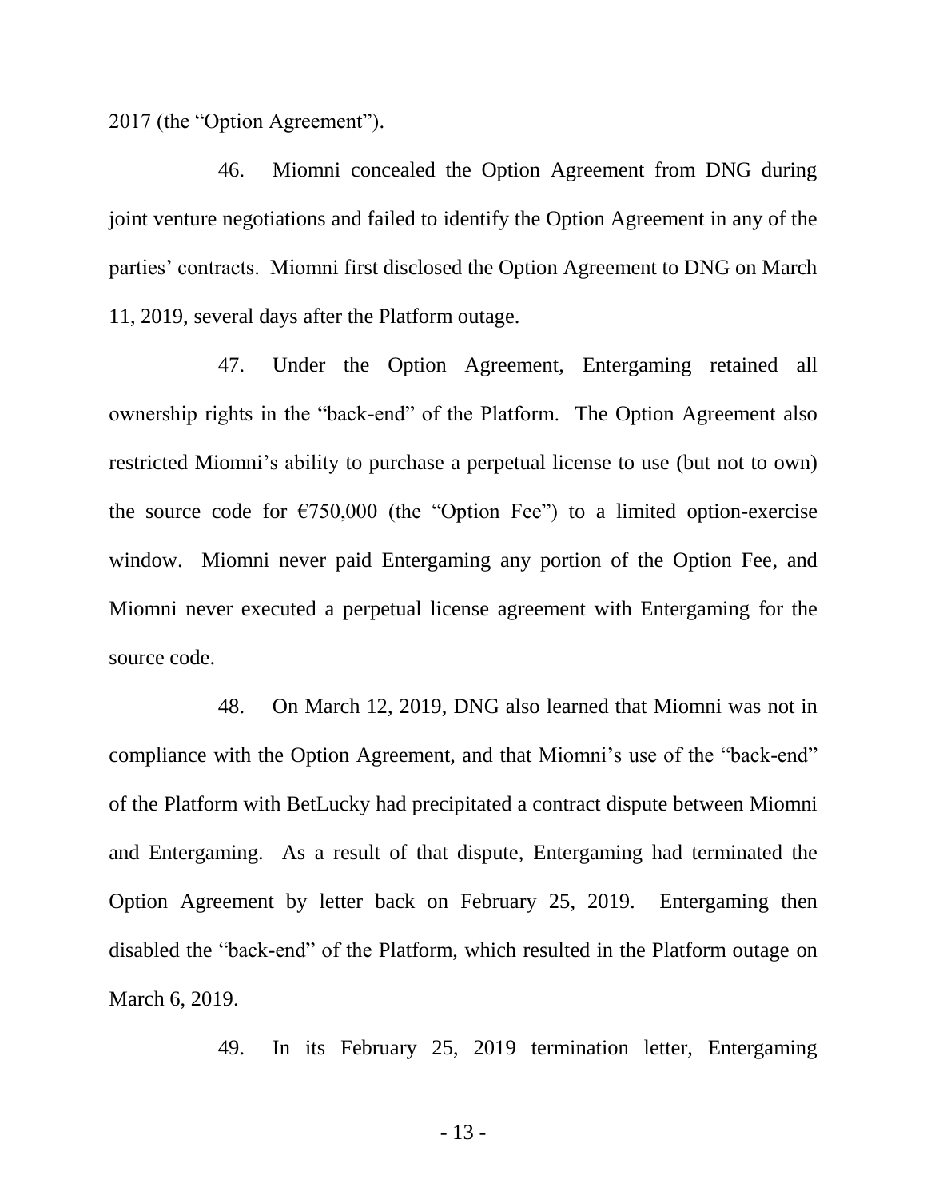2017 (the "Option Agreement").

46. Miomni concealed the Option Agreement from DNG during joint venture negotiations and failed to identify the Option Agreement in any of the parties' contracts. Miomni first disclosed the Option Agreement to DNG on March 11, 2019, several days after the Platform outage.

47. Under the Option Agreement, Entergaming retained all ownership rights in the "back-end" of the Platform. The Option Agreement also restricted Miomni's ability to purchase a perpetual license to use (but not to own) the source code for €750,000 (the "Option Fee") to a limited option-exercise window. Miomni never paid Entergaming any portion of the Option Fee, and Miomni never executed a perpetual license agreement with Entergaming for the source code.

48. On March 12, 2019, DNG also learned that Miomni was not in compliance with the Option Agreement, and that Miomni's use of the "back-end" of the Platform with BetLucky had precipitated a contract dispute between Miomni and Entergaming. As a result of that dispute, Entergaming had terminated the Option Agreement by letter back on February 25, 2019. Entergaming then disabled the "back-end" of the Platform, which resulted in the Platform outage on March 6, 2019.

49. In its February 25, 2019 termination letter, Entergaming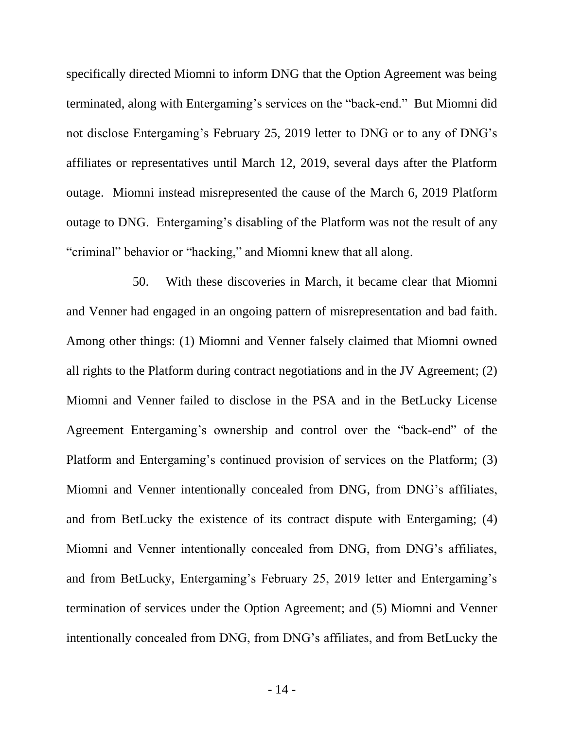specifically directed Miomni to inform DNG that the Option Agreement was being terminated, along with Entergaming's services on the "back-end." But Miomni did not disclose Entergaming's February 25, 2019 letter to DNG or to any of DNG's affiliates or representatives until March 12, 2019, several days after the Platform outage. Miomni instead misrepresented the cause of the March 6, 2019 Platform outage to DNG. Entergaming's disabling of the Platform was not the result of any "criminal" behavior or "hacking," and Miomni knew that all along.

50. With these discoveries in March, it became clear that Miomni and Venner had engaged in an ongoing pattern of misrepresentation and bad faith. Among other things: (1) Miomni and Venner falsely claimed that Miomni owned all rights to the Platform during contract negotiations and in the JV Agreement; (2) Miomni and Venner failed to disclose in the PSA and in the BetLucky License Agreement Entergaming's ownership and control over the "back-end" of the Platform and Entergaming's continued provision of services on the Platform; (3) Miomni and Venner intentionally concealed from DNG, from DNG's affiliates, and from BetLucky the existence of its contract dispute with Entergaming; (4) Miomni and Venner intentionally concealed from DNG, from DNG's affiliates, and from BetLucky, Entergaming's February 25, 2019 letter and Entergaming's termination of services under the Option Agreement; and (5) Miomni and Venner intentionally concealed from DNG, from DNG's affiliates, and from BetLucky the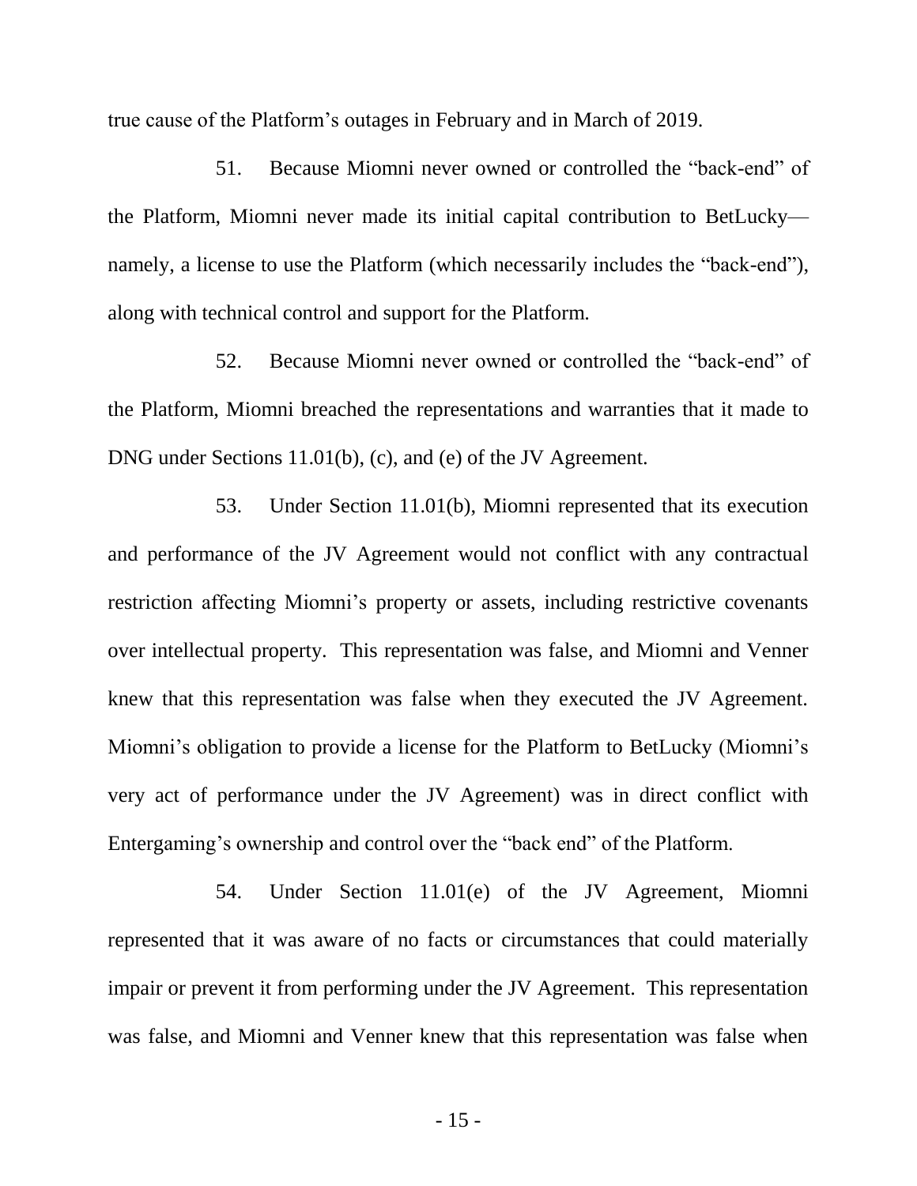true cause of the Platform's outages in February and in March of 2019.

51. Because Miomni never owned or controlled the "back-end" of the Platform, Miomni never made its initial capital contribution to BetLucky—namely, a license to use the Platform (which necessarily includes the "back-end"), along with technical control and support for the Platform.

52. Because Miomni never owned or controlled the "back-end" of the Platform, Miomni breached the representations and warranties that it made to DNG under Sections 11.01(b), (c), and (e) of the JV Agreement.

53. Under Section 11.01(b), Miomni represented that its execution and performance of the JV Agreement would not conflict with any contractual restriction affecting Miomni's property or assets, including restrictive covenants over intellectual property. This representation was false, and Miomni and Venner knew that this representation was false when they executed the JV Agreement. Miomni's obligation to provide a license for the Platform to BetLucky (Miomni's very act of performance under the JV Agreement) was in direct conflict with Entergaming's ownership and control over the "back end" of the Platform.

54. Under Section 11.01(e) of the JV Agreement, Miomni represented that it was aware of no facts or circumstances that could materially impair or prevent it from performing under the JV Agreement. This representation was false, and Miomni and Venner knew that this representation was false when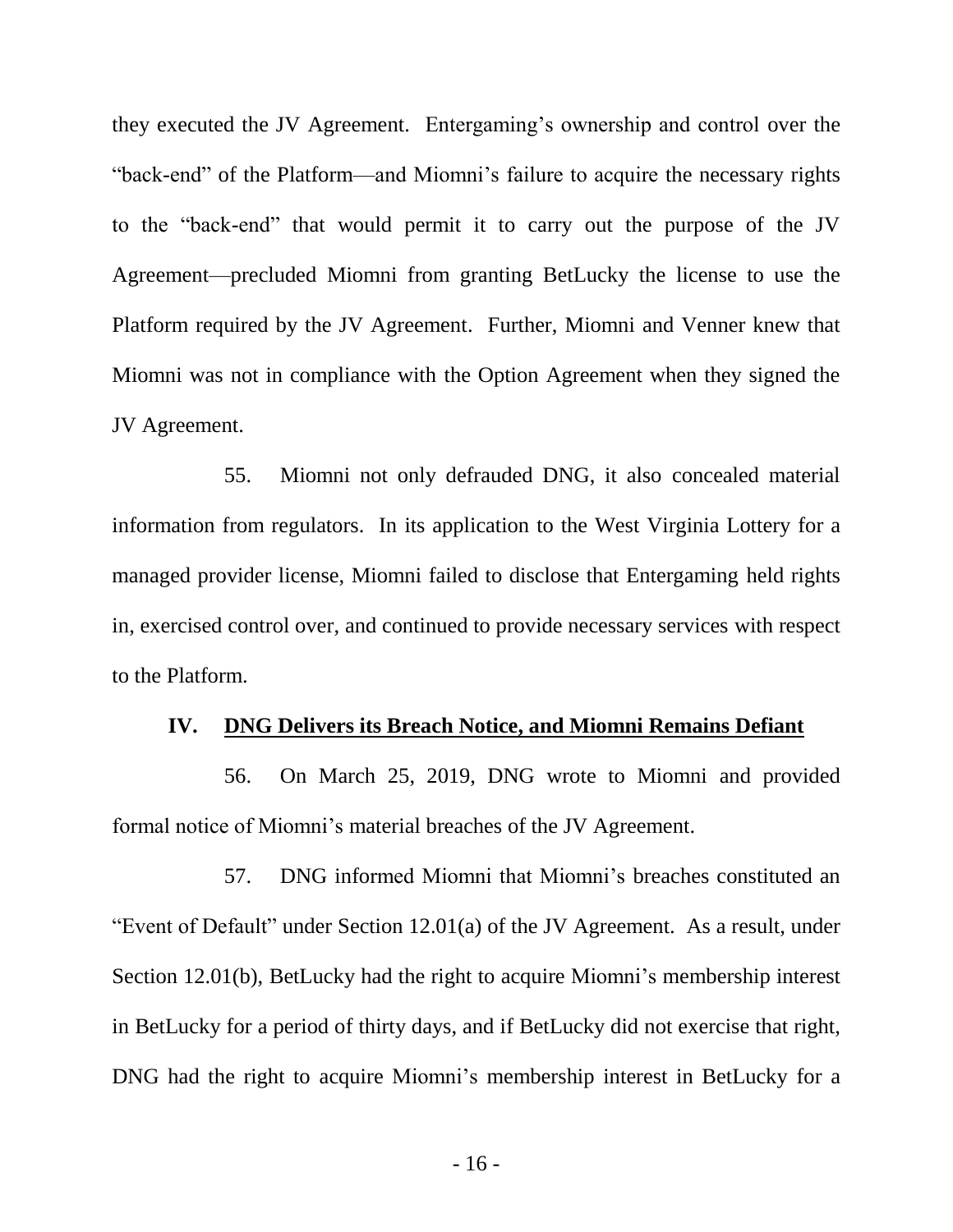they executed the JV Agreement. Entergaming's ownership and control over the "back-end" of the Platform—and Miomni's failure to acquire the necessary rights to the "back-end" that would permit it to carry out the purpose of the JV Agreement—precluded Miomni from granting BetLucky the license to use the Platform required by the JV Agreement. Further, Miomni and Venner knew that Miomni was not in compliance with the Option Agreement when they signed the JV Agreement.

55. Miomni not only defrauded DNG, it also concealed material information from regulators. In its application to the West Virginia Lottery for a managed provider license, Miomni failed to disclose that Entergaming held rights in, exercised control over, and continued to provide necessary services with respect to the Platform.

## IV. DNG Delivers its Breach Notice, and Miomni Remains Defiant

56. On March 25, 2019, DNG wrote to Miomni and provided formal notice of Miomni's material breaches of the JV Agreement.

57. DNG informed Miomni that Miomni's breaches constituted an "Event of Default" under Section 12.01(a) of the JV Agreement. As a result, under Section 12.01(b), BetLucky had the right to acquire Miomni's membership interest in BetLucky for a period of thirty days, and if BetLucky did not exercise that right, DNG had the right to acquire Miomni's membership interest in BetLucky for a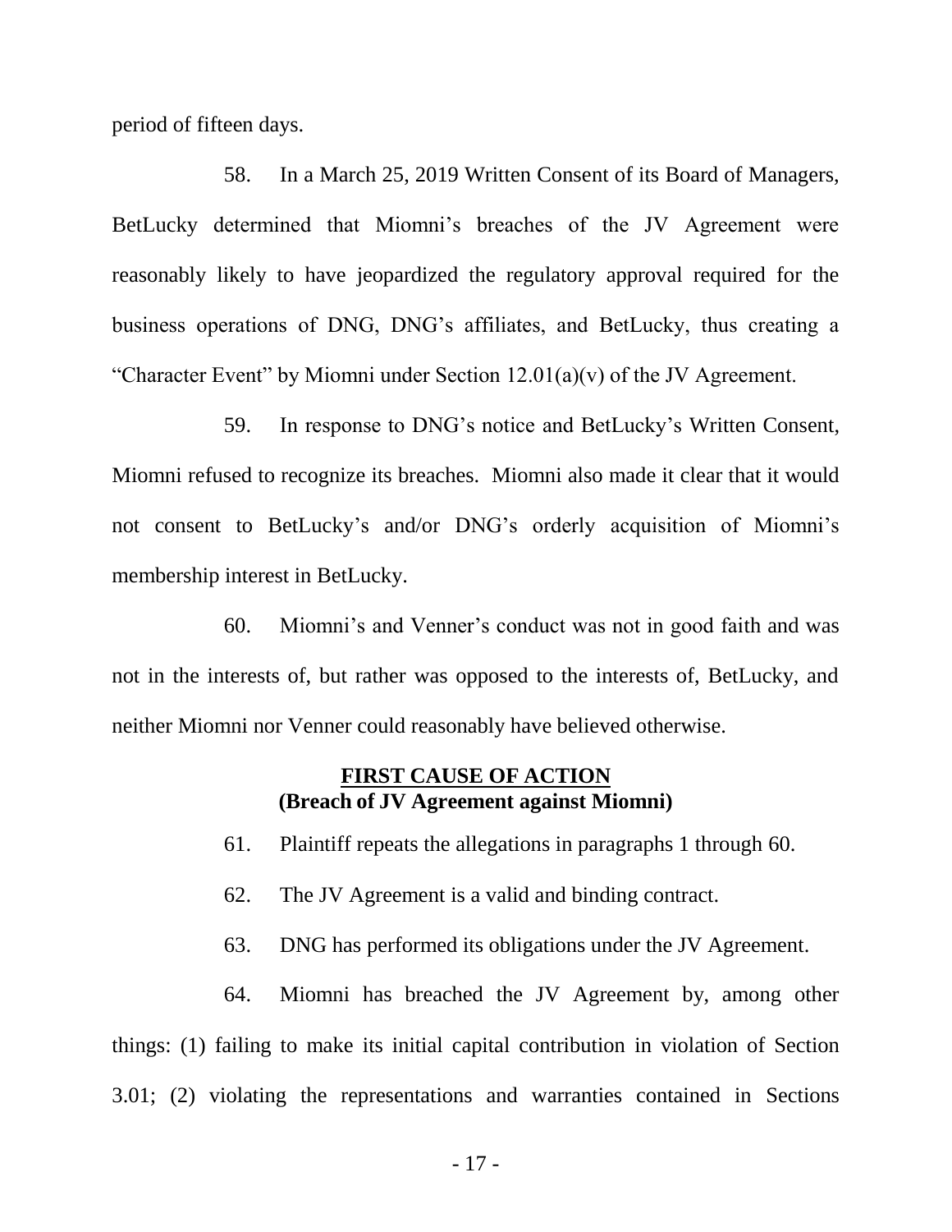period of fifteen days.

58. In a March 25, 2019 Written Consent of its Board of Managers, BetLucky determined that Miomni's breaches of the JV Agreement were reasonably likely to have jeopardized the regulatory approval required for the business operations of DNG, DNG's affiliates, and BetLucky, thus creating a "Character Event" by Miomni under Section 12.01(a)(v) of the JV Agreement.

59. In response to DNG's notice and BetLucky's Written Consent, Miomni refused to recognize its breaches. Miomni also made it clear that it would not consent to BetLucky's and/or DNG's orderly acquisition of Miomni's membership interest in BetLucky.

60. Miomni's and Venner's conduct was not in good faith and was not in the interests of, but rather was opposed to the interests of, BetLucky, and neither Miomni nor Venner could reasonably have believed otherwise.

## <u>FIRST CAUSE OF ACTION</u>
## (Breach of JV Agreement against Miomni)

61. Plaintiff repeats the allegations in paragraphs 1 through 60.

62. The JV Agreement is a valid and binding contract.

63. DNG has performed its obligations under the JV Agreement.

64. Miomni has breached the JV Agreement by, among other things: (1) failing to make its initial capital contribution in violation of Section 3.01; (2) violating the representations and warranties contained in Sections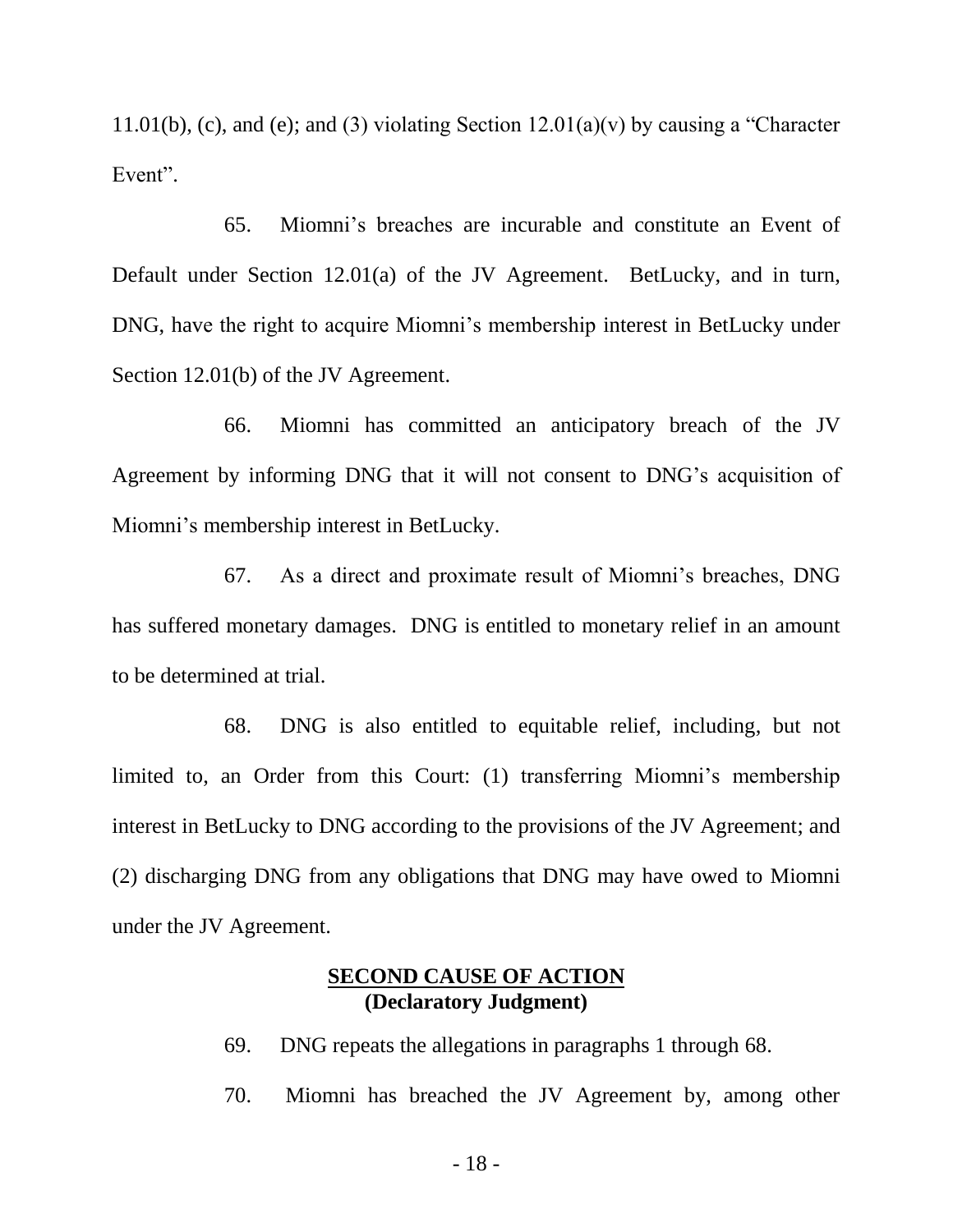11.01(b), (c), and (e); and (3) violating Section 12.01(a)(v) by causing a "Character Event".

65. Miomni's breaches are incurable and constitute an Event of Default under Section 12.01(a) of the JV Agreement. BetLucky, and in turn, DNG, have the right to acquire Miomni's membership interest in BetLucky under Section 12.01(b) of the JV Agreement.

66. Miomni has committed an anticipatory breach of the JV Agreement by informing DNG that it will not consent to DNG's acquisition of Miomni's membership interest in BetLucky.

67. As a direct and proximate result of Miomni's breaches, DNG has suffered monetary damages. DNG is entitled to monetary relief in an amount to be determined at trial.

68. DNG is also entitled to equitable relief, including, but not limited to, an Order from this Court: (1) transferring Miomni's membership interest in BetLucky to DNG according to the provisions of the JV Agreement; and (2) discharging DNG from any obligations that DNG may have owed to Miomni under the JV Agreement.

**SECOND CAUSE OF ACTION**
**(Declaratory Judgment)**

69. DNG repeats the allegations in paragraphs 1 through 68.

70. Miomni has breached the JV Agreement by, among other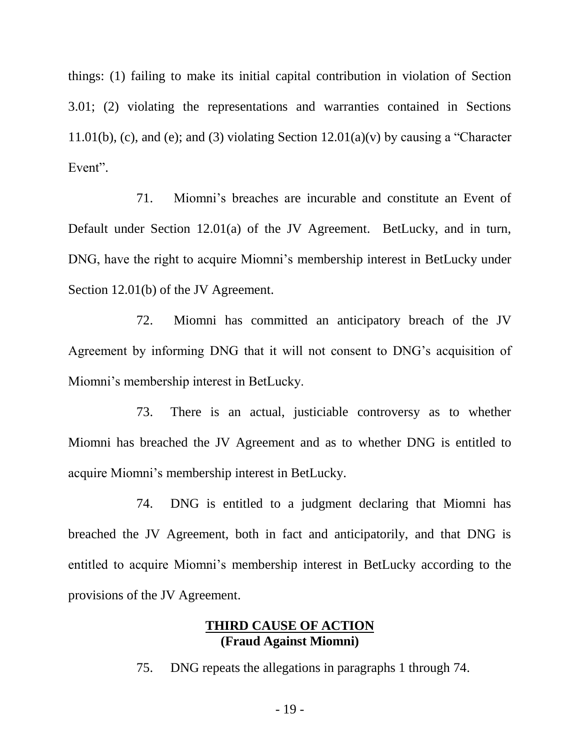things: (1) failing to make its initial capital contribution in violation of Section 3.01; (2) violating the representations and warranties contained in Sections 11.01(b), (c), and (e); and (3) violating Section 12.01(a)(v) by causing a "Character Event".

71. Miomni's breaches are incurable and constitute an Event of Default under Section 12.01(a) of the JV Agreement. BetLucky, and in turn, DNG, have the right to acquire Miomni's membership interest in BetLucky under Section 12.01(b) of the JV Agreement.

72. Miomni has committed an anticipatory breach of the JV Agreement by informing DNG that it will not consent to DNG's acquisition of Miomni's membership interest in BetLucky.

73. There is an actual, justiciable controversy as to whether Miomni has breached the JV Agreement and as to whether DNG is entitled to acquire Miomni's membership interest in BetLucky.

74. DNG is entitled to a judgment declaring that Miomni has breached the JV Agreement, both in fact and anticipatorily, and that DNG is entitled to acquire Miomni's membership interest in BetLucky according to the provisions of the JV Agreement.

## THIRD CAUSE OF ACTION
**(Fraud Against Miomni)**

75. DNG repeats the allegations in paragraphs 1 through 74.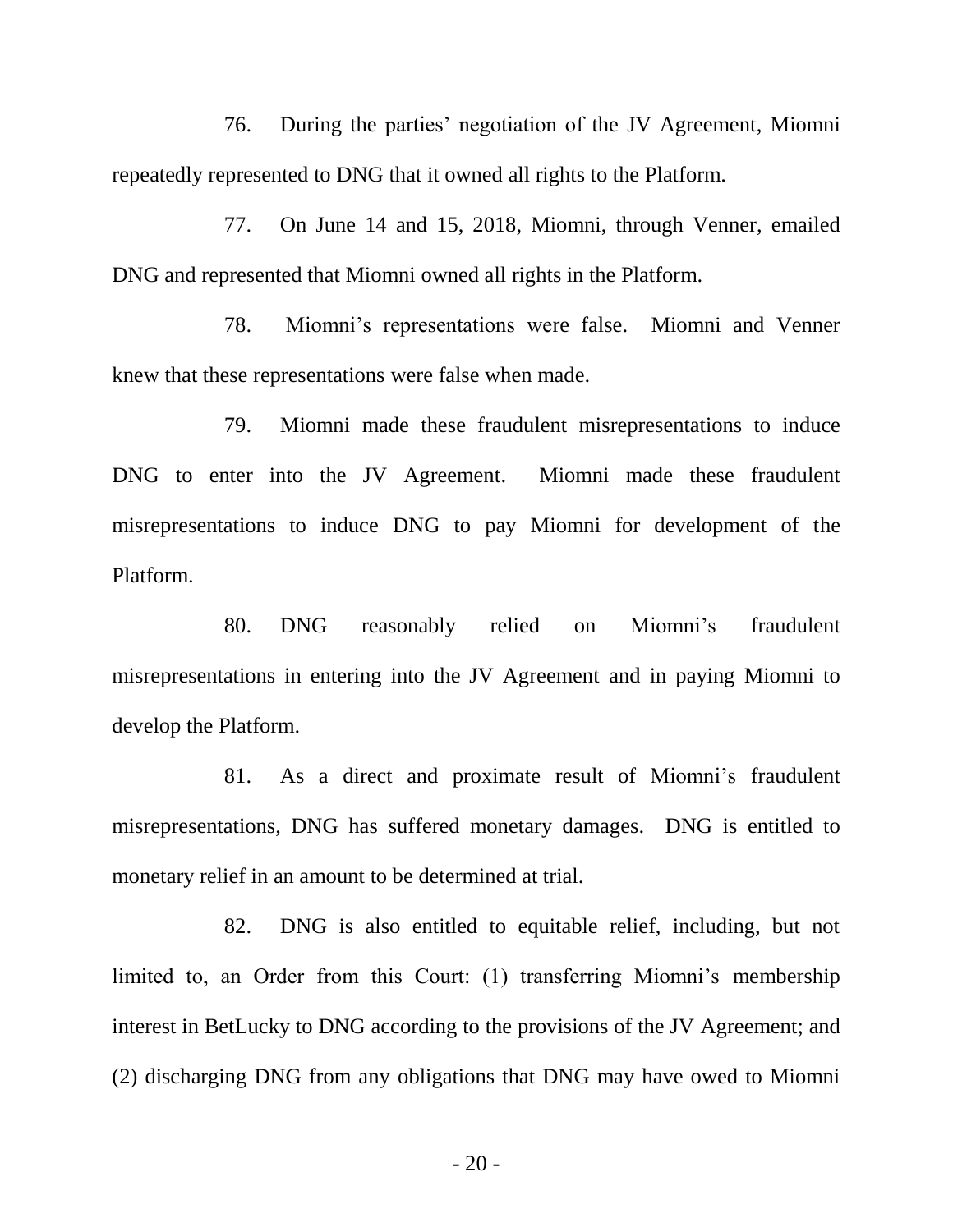76. During the parties' negotiation of the JV Agreement, Miomni repeatedly represented to DNG that it owned all rights to the Platform.

77. On June 14 and 15, 2018, Miomni, through Venner, emailed DNG and represented that Miomni owned all rights in the Platform.

78. Miomni's representations were false. Miomni and Venner knew that these representations were false when made.

79. Miomni made these fraudulent misrepresentations to induce DNG to enter into the JV Agreement. Miomni made these fraudulent misrepresentations to induce DNG to pay Miomni for development of the Platform.

80. DNG reasonably relied on Miomni's fraudulent misrepresentations in entering into the JV Agreement and in paying Miomni to develop the Platform.

81. As a direct and proximate result of Miomni's fraudulent misrepresentations, DNG has suffered monetary damages. DNG is entitled to monetary relief in an amount to be determined at trial.

82. DNG is also entitled to equitable relief, including, but not limited to, an Order from this Court: (1) transferring Miomni's membership interest in BetLucky to DNG according to the provisions of the JV Agreement; and (2) discharging DNG from any obligations that DNG may have owed to Miomni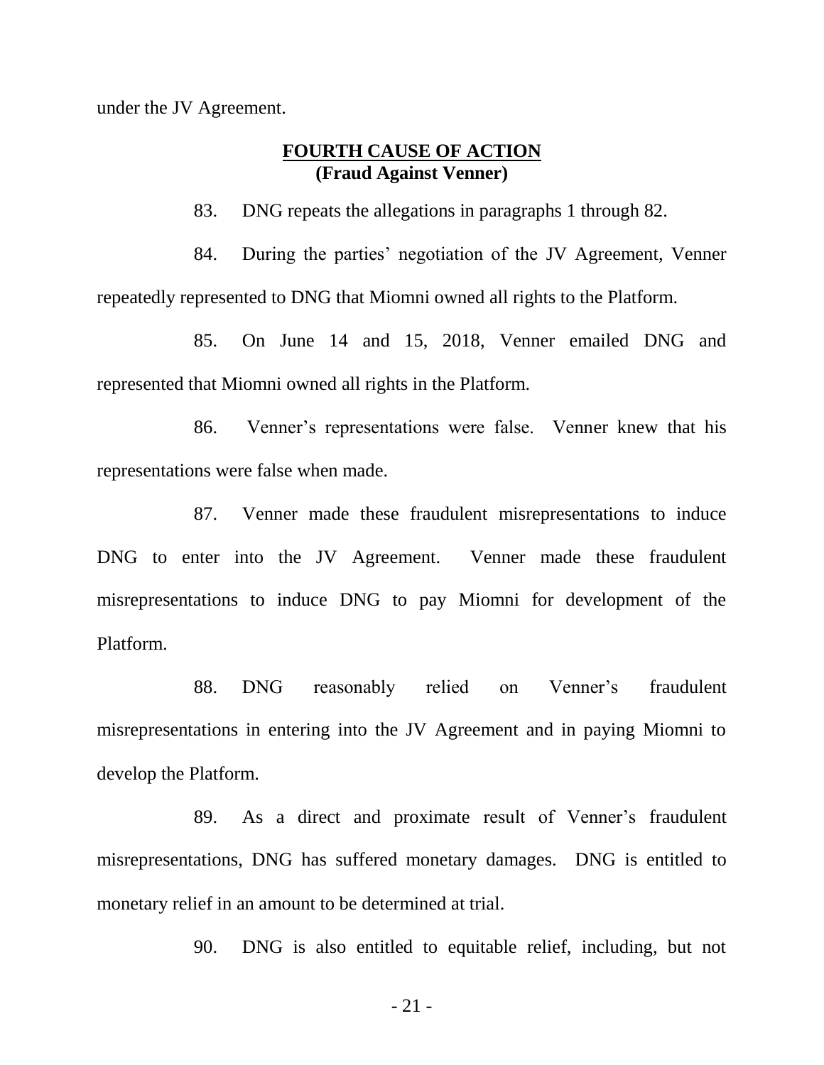under the JV Agreement.

**FOURTH CAUSE OF ACTION**
**(Fraud Against Venner)**

83. DNG repeats the allegations in paragraphs 1 through 82.

84. During the parties' negotiation of the JV Agreement, Venner repeatedly represented to DNG that Miomni owned all rights to the Platform.

85. On June 14 and 15, 2018, Venner emailed DNG and represented that Miomni owned all rights in the Platform.

86. Venner's representations were false. Venner knew that his representations were false when made.

87. Venner made these fraudulent misrepresentations to induce DNG to enter into the JV Agreement. Venner made these fraudulent misrepresentations to induce DNG to pay Miomni for development of the Platform.

88. DNG reasonably relied on Venner's fraudulent misrepresentations in entering into the JV Agreement and in paying Miomni to develop the Platform.

89. As a direct and proximate result of Venner's fraudulent misrepresentations, DNG has suffered monetary damages. DNG is entitled to monetary relief in an amount to be determined at trial.

90. DNG is also entitled to equitable relief, including, but not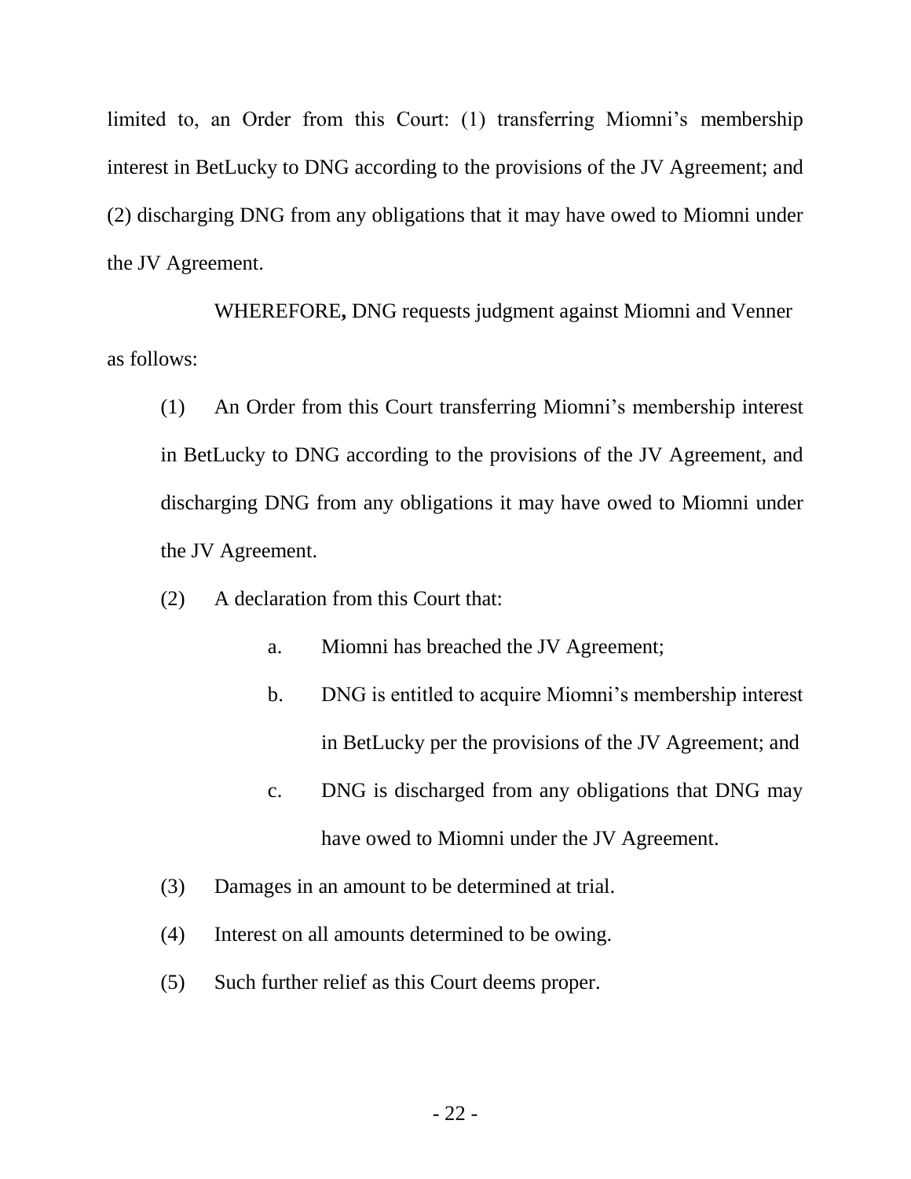limited to, an Order from this Court: (1) transferring Miomni's membership interest in BetLucky to DNG according to the provisions of the JV Agreement; and (2) discharging DNG from any obligations that it may have owed to Miomni under the JV Agreement.

WHEREFORE**,** DNG requests judgment against Miomni and Venner as follows:

(1) An Order from this Court transferring Miomni's membership interest in BetLucky to DNG according to the provisions of the JV Agreement, and discharging DNG from any obligations it may have owed to Miomni under the JV Agreement.

(2) A declaration from this Court that:

a. Miomni has breached the JV Agreement;

b. DNG is entitled to acquire Miomni's membership interest in BetLucky per the provisions of the JV Agreement; and

c. DNG is discharged from any obligations that DNG may have owed to Miomni under the JV Agreement.

(3) Damages in an amount to be determined at trial.

(4) Interest on all amounts determined to be owing.

(5) Such further relief as this Court deems proper.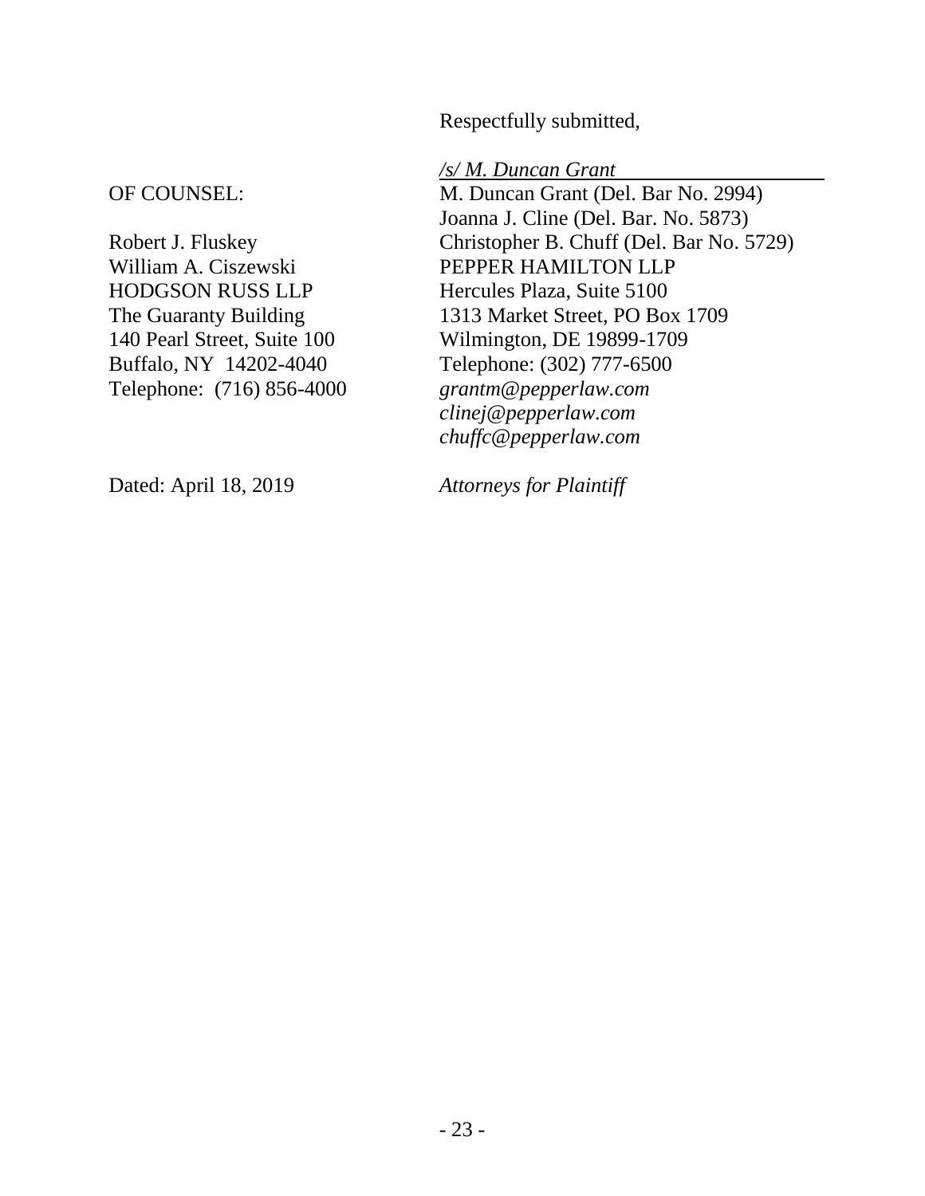Respectfully submitted,

OF COUNSEL:

Robert J. Fluskey
William A. Ciszewski
HODGSON RUSS LLP
The Guaranty Building
140 Pearl Street, Suite 100
Buffalo, NY 14202-4040
Telephone: (716) 856-4000

Dated: April 18, 2019

*/s/ M. Duncan Grant*
M. Duncan Grant (Del. Bar No. 2994)
Joanna J. Cline (Del. Bar. No. 5873)
Christopher B. Chuff (Del. Bar No. 5729)
PEPPER HAMILTON LLP
Hercules Plaza, Suite 5100
1313 Market Street, PO Box 1709
Wilmington, DE 19899-1709
Telephone: (302) 777-6500
*grantm@pepperlaw.com*
*clinej@pepperlaw.com*
*chuffc@pepperlaw.com*

*Attorneys for Plaintiff*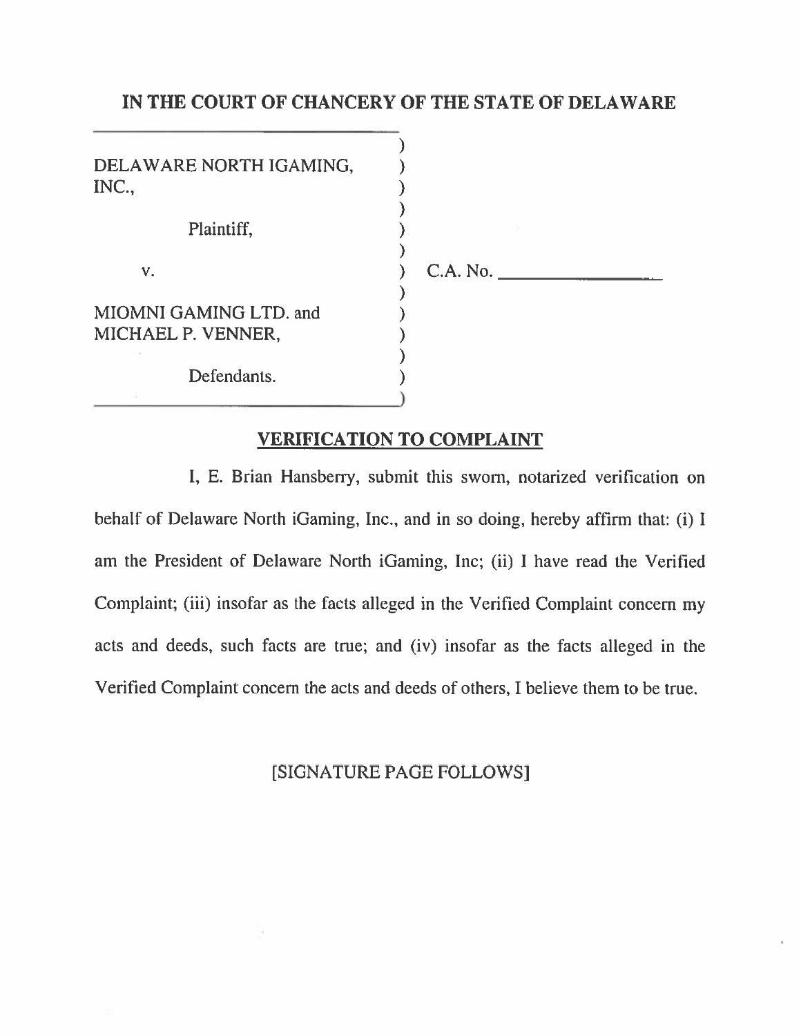# IN THE COURT OF CHANCERY OF THE STATE OF DELAWARE

| | | |
|---|---|---|
| DELAWARE NORTH IGAMING, INC., | ) | |
| Plaintiff, | ) | |
| v. | ) | C.A. No. ________________ |
| MIOMNI GAMING LTD. and MICHAEL P. VENNER, | ) | |
| Defendants. | ) | |

## VERIFICATION TO COMPLAINT

I, E. Brian Hansberry, submit this sworn, notarized verification on behalf of Delaware North iGaming, Inc., and in so doing, hereby affirm that: (i) I am the President of Delaware North iGaming, Inc; (ii) I have read the Verified Complaint; (iii) insofar as the facts alleged in the Verified Complaint concern my acts and deeds, such facts are true; and (iv) insofar as the facts alleged in the Verified Complaint concern the acts and deeds of others, I believe them to be true.

[SIGNATURE PAGE FOLLOWS]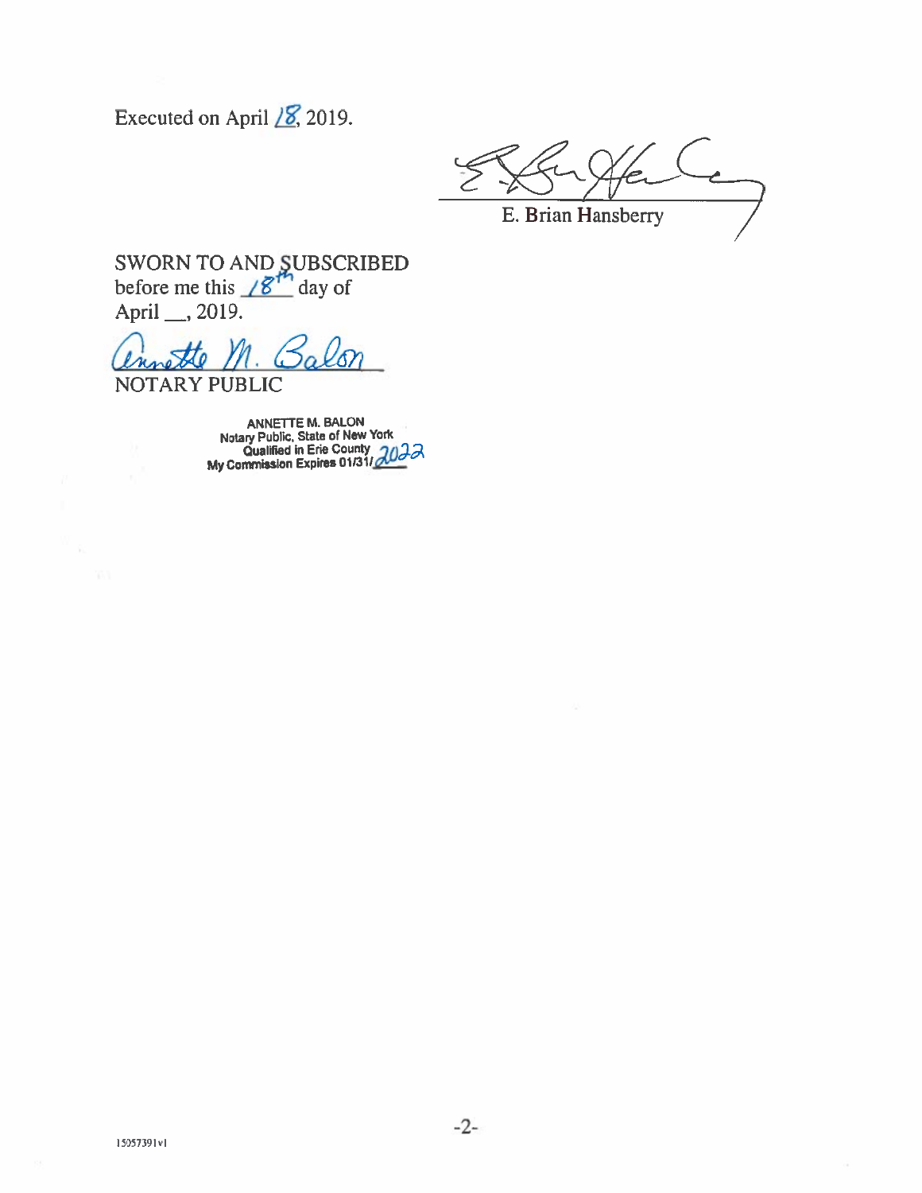Executed on April 18, 2019.

E. Brian Hansberry

SWORN TO AND SUBSCRIBED
before me this 18th day of
April __, 2019.

Annette M. Balon

NOTARY PUBLIC

ANNETTE M. BALON
Notary Public, State of New York
Qualified in Erie County
My Commission Expires 01/31/2022

15057391v1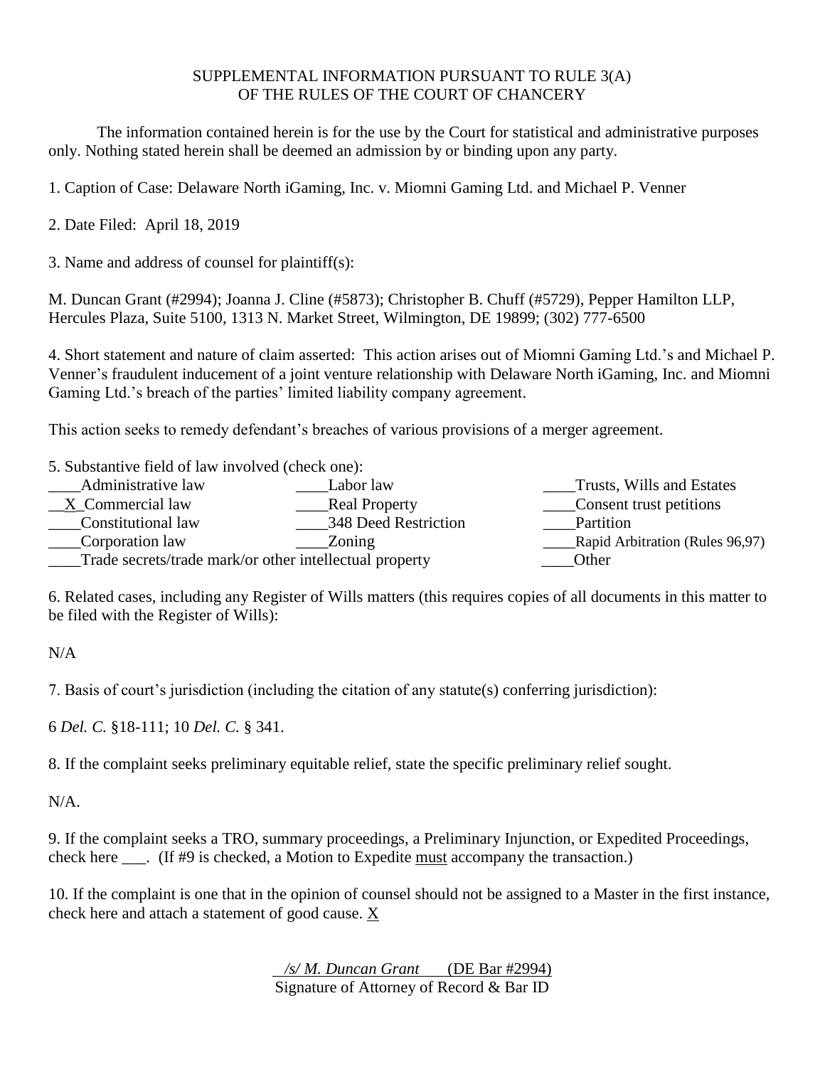SUPPLEMENTAL INFORMATION PURSUANT TO RULE 3(A)
OF THE RULES OF THE COURT OF CHANCERY

The information contained herein is for the use by the Court for statistical and administrative purposes only. Nothing stated herein shall be deemed an admission by or binding upon any party.

1. Caption of Case: Delaware North iGaming, Inc. v. Miomni Gaming Ltd. and Michael P. Venner

2. Date Filed: April 18, 2019

3. Name and address of counsel for plaintiff(s):

M. Duncan Grant (#2994); Joanna J. Cline (#5873); Christopher B. Chuff (#5729), Pepper Hamilton LLP, Hercules Plaza, Suite 5100, 1313 N. Market Street, Wilmington, DE 19899; (302) 777-6500

4. Short statement and nature of claim asserted: This action arises out of Miomni Gaming Ltd.'s and Michael P. Venner's fraudulent inducement of a joint venture relationship with Delaware North iGaming, Inc. and Miomni Gaming Ltd.'s breach of the parties' limited liability company agreement.

This action seeks to remedy defendant's breaches of various provisions of a merger agreement.

5. Substantive field of law involved (check one):

| | | |
|---|---|---|
| ____Administrative law | ____Labor law | ____Trusts, Wills and Estates |
| __X_Commercial law | ____Real Property | ____Consent trust petitions |
| ____Constitutional law | ____348 Deed Restriction | ____Partition |
| ____Corporation law | ____Zoning | ____Rapid Arbitration (Rules 96,97) |
| ____Trade secrets/trade mark/or other intellectual property | | ____Other |

6. Related cases, including any Register of Wills matters (this requires copies of all documents in this matter to be filed with the Register of Wills):

N/A

7. Basis of court's jurisdiction (including the citation of any statute(s) conferring jurisdiction):

6 *Del. C.* §18-111; 10 *Del. C.* § 341.

8. If the complaint seeks preliminary equitable relief, state the specific preliminary relief sought.

N/A.

9. If the complaint seeks a TRO, summary proceedings, a Preliminary Injunction, or Expedited Proceedings, check here ___. (If #9 is checked, a Motion to Expedite must accompany the transaction.)

10. If the complaint is one that in the opinion of counsel should not be assigned to a Master in the first instance, check here and attach a statement of good cause. X

*/s/ M. Duncan Grant* (DE Bar #2994)
Signature of Attorney of Record & Bar ID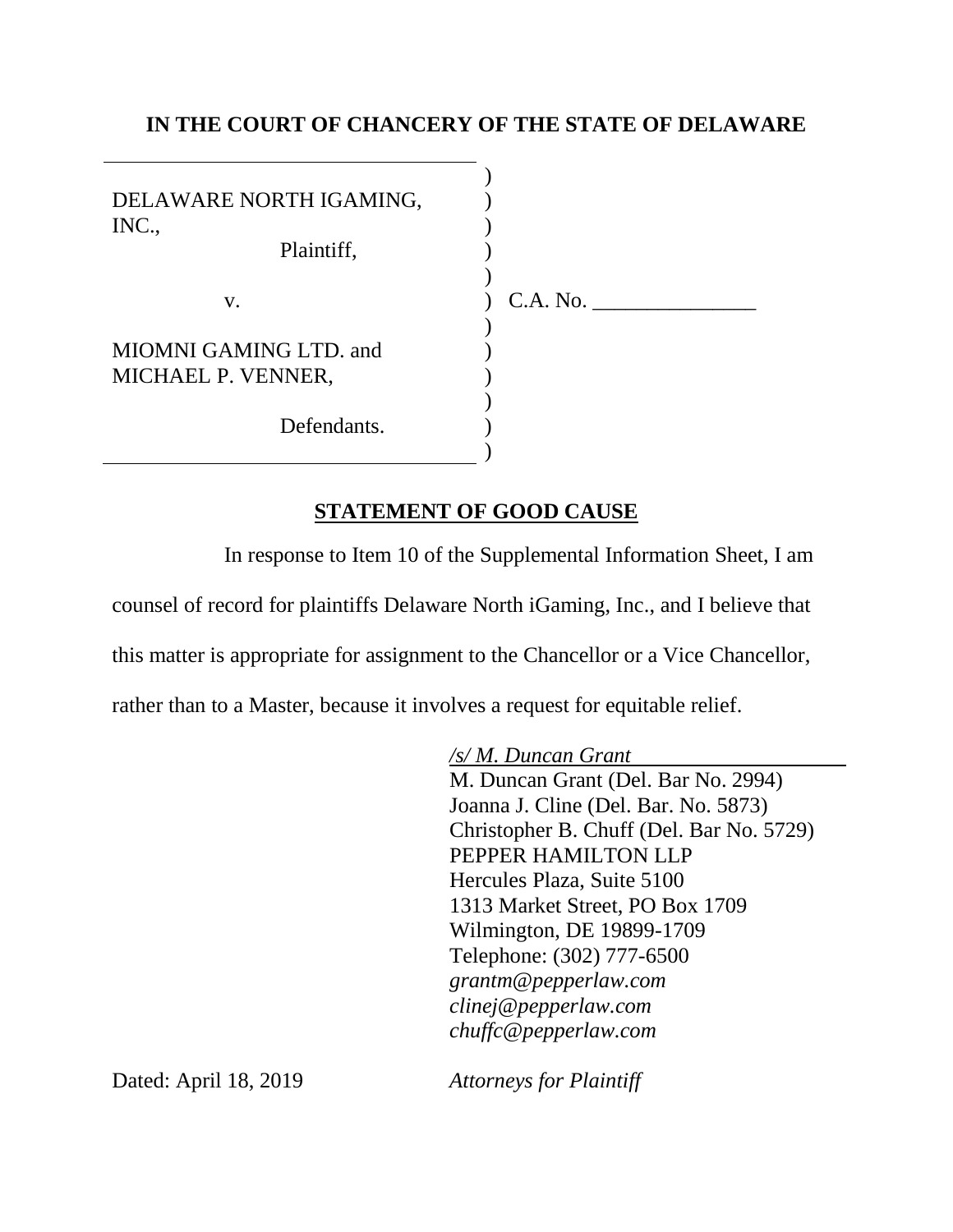**IN THE COURT OF CHANCERY OF THE STATE OF DELAWARE**

| | | |
|---|---|---|
| DELAWARE NORTH IGAMING, INC., Plaintiff, | ) | |
| v. | ) | C.A. No. _______________ |
| MIOMNI GAMING LTD. and MICHAEL P. VENNER, Defendants. | ) | |

**STATEMENT OF GOOD CAUSE**

In response to Item 10 of the Supplemental Information Sheet, I am counsel of record for plaintiffs Delaware North iGaming, Inc., and I believe that this matter is appropriate for assignment to the Chancellor or a Vice Chancellor, rather than to a Master, because it involves a request for equitable relief.

*/s/ M. Duncan Grant*
M. Duncan Grant (Del. Bar No. 2994)
Joanna J. Cline (Del. Bar. No. 5873)
Christopher B. Chuff (Del. Bar No. 5729)
PEPPER HAMILTON LLP
Hercules Plaza, Suite 5100
1313 Market Street, PO Box 1709
Wilmington, DE 19899-1709
Telephone: (302) 777-6500
*grantm@pepperlaw.com*
*clinej@pepperlaw.com*
*chuffc@pepperlaw.com*

Dated: April 18, 2019

*Attorneys for Plaintiff*